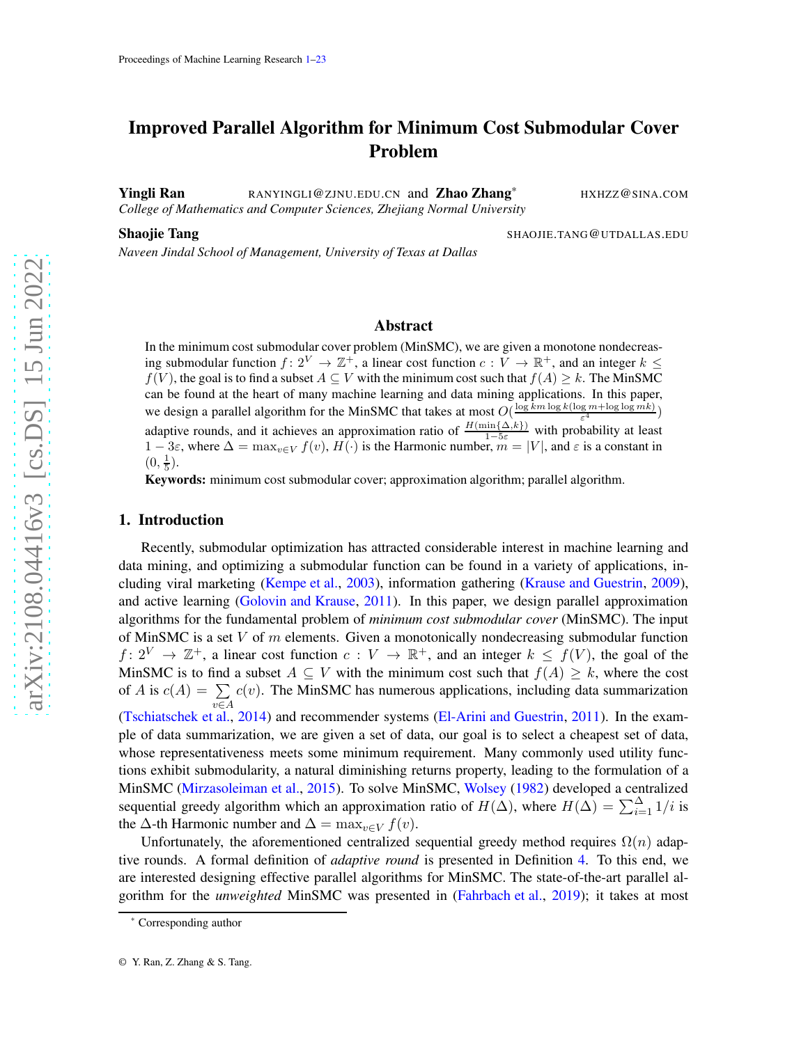# Improved Parallel Algorithm for Minimum Cost Submodular Cover Problem

**Yingli Ran** RANYINGLI@ZJNU.EDU.CN and **Zhao Zhang**[*] HXHZZ@SINA.COM

*College of Mathematics and Computer Sciences, Zhejiang Normal University*

**Shaojie Tang** SHAOJIE.TANG@UTDALLAS.EDU

*Naveen Jindal School of Management, University of Texas at Dallas*

## Abstract

In the minimum cost submodular cover problem (MinSMC), we are given a monotone nondecreasing submodular function $f\colon 2^V \to \mathbb{Z}^+$, a linear cost function $c : V \to \mathbb{R}^+$, and an integer $k \leq f(V)$, the goal is to find a subset $A \subseteq V$ with the minimum cost such that $f(A) \geq k$. The MinSMC can be found at the heart of many machine learning and data mining applications. In this paper, we design a parallel algorithm for the MinSMC that takes at most $O(\frac{\log km \log k(\log m + \log\log mk)}{\varepsilon^4})$ adaptive rounds, and it achieves an approximation ratio of $\frac{H(\min\{\Delta,k\})}{1-5\varepsilon}$ with probability at least $1 - 3\varepsilon$, where $\Delta = \max_{v \in V} f(v)$, $H(\cdot)$ is the Harmonic number, $m = |V|$, and $\varepsilon$ is a constant in $(0, \frac{1}{5})$.

**Keywords:** minimum cost submodular cover; approximation algorithm; parallel algorithm.

## 1. Introduction

Recently, submodular optimization has attracted considerable interest in machine learning and data mining, and optimizing a submodular function can be found in a variety of applications, including viral marketing (Kempe et al., 2003), information gathering (Krause and Guestrin, 2009), and active learning (Golovin and Krause, 2011). In this paper, we design parallel approximation algorithms for the fundamental problem of *minimum cost submodular cover* (MinSMC). The input of MinSMC is a set $V$ of $m$ elements. Given a monotonically nondecreasing submodular function $f\colon 2^V \to \mathbb{Z}^+$, a linear cost function $c : V \to \mathbb{R}^+$, and an integer $k \leq f(V)$, the goal of the MinSMC is to find a subset $A \subseteq V$ with the minimum cost such that $f(A) \geq k$, where the cost of $A$ is $c(A) = \sum_{v \in A} c(v)$. The MinSMC has numerous applications, including data summarization (Tschiatschek et al., 2014) and recommender systems (El-Arini and Guestrin, 2011). In the example of data summarization, we are given a set of data, our goal is to select a cheapest set of data, whose representativeness meets some minimum requirement. Many commonly used utility functions exhibit submodularity, a natural diminishing returns property, leading to the formulation of a MinSMC (Mirzasoleiman et al., 2015). To solve MinSMC, Wolsey (1982) developed a centralized sequential greedy algorithm which an approximation ratio of $H(\Delta)$, where $H(\Delta) = \sum_{i=1}^{\Delta} 1/i$ is the $\Delta$-th Harmonic number and $\Delta = \max_{v \in V} f(v)$.

Unfortunately, the aforementioned centralized sequential greedy method requires $\Omega(n)$ adaptive rounds. A formal definition of *adaptive round* is presented in Definition 4. To this end, we are interested designing effective parallel algorithms for MinSMC. The state-of-the-art parallel algorithm for the *unweighted* MinSMC was presented in (Fahrbach et al., 2019); it takes at most

[*] Corresponding author

© Y. Ran, Z. Zhang & S. Tang.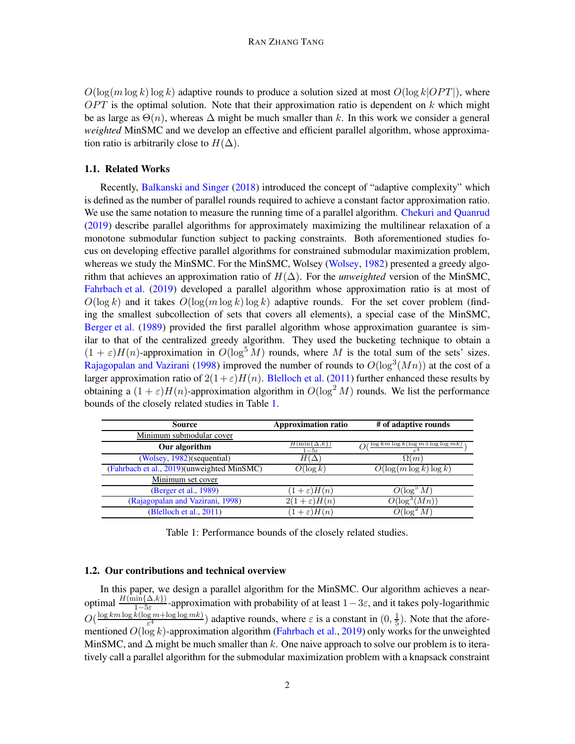$O(\log(m \log k) \log k)$ adaptive rounds to produce a solution sized at most $O(\log k |OPT|)$, where $OPT$ is the optimal solution. Note that their approximation ratio is dependent on $k$ which might be as large as $\Theta(n)$, whereas $\Delta$ might be much smaller than $k$. In this work we consider a general *weighted* MinSMC and we develop an effective and efficient parallel algorithm, whose approximation ratio is arbitrarily close to $H(\Delta)$.

### 1.1. Related Works

Recently, Balkanski and Singer (2018) introduced the concept of "adaptive complexity" which is defined as the number of parallel rounds required to achieve a constant factor approximation ratio. We use the same notation to measure the running time of a parallel algorithm. Chekuri and Quanrud (2019) describe parallel algorithms for approximately maximizing the multilinear relaxation of a monotone submodular function subject to packing constraints. Both aforementioned studies focus on developing effective parallel algorithms for constrained submodular maximization problem, whereas we study the MinSMC. For the MinSMC, Wolsey (Wolsey, 1982) presented a greedy algorithm that achieves an approximation ratio of $H(\Delta)$. For the *unweighted* version of the MinSMC, Fahrbach et al. (2019) developed a parallel algorithm whose approximation ratio is at most of $O(\log k)$ and it takes $O(\log(m \log k) \log k)$ adaptive rounds. For the set cover problem (finding the smallest subcollection of sets that covers all elements), a special case of the MinSMC, Berger et al. (1989) provided the first parallel algorithm whose approximation guarantee is similar to that of the centralized greedy algorithm. They used the bucketing technique to obtain a $(1+\varepsilon)H(n)$-approximation in $O(\log^5 M)$ rounds, where $M$ is the total sum of the sets' sizes. Rajagopalan and Vazirani (1998) improved the number of rounds to $O(\log^3(Mn))$ at the cost of a larger approximation ratio of $2(1+\varepsilon)H(n)$. Blelloch et al. (2011) further enhanced these results by obtaining a $(1+\varepsilon)H(n)$-approximation algorithm in $O(\log^2 M)$ rounds. We list the performance bounds of the closely related studies in Table 1.

| Source | Approximation ratio | # of adaptive rounds |
|---|---|---|
| Minimum submodular cover | | |
| **Our algorithm** | $\frac{H(\min\{\Delta,k\})}{1-5\varepsilon}$ | $O(\frac{\log km \log k(\log m + \log\log mk)}{\varepsilon^4})$ |
| (Wolsey, 1982)(sequential) | $H(\Delta)$ | $\Omega(m)$ |
| (Fahrbach et al., 2019)(unweighted MinSMC) | $O(\log k)$ | $O(\log(m \log k) \log k)$ |
| Minimum set cover | | |
| (Berger et al., 1989) | $(1+\varepsilon)H(n)$ | $O(\log^5 M)$ |
| (Rajagopalan and Vazirani, 1998) | $2(1+\varepsilon)H(n)$ | $O(\log^3(Mn))$ |
| (Blelloch et al., 2011) | $(1+\varepsilon)H(n)$ | $O(\log^2 M)$ |

Table 1: Performance bounds of the closely related studies.

### 1.2. Our contributions and technical overview

In this paper, we design a parallel algorithm for the MinSMC. Our algorithm achieves a near-optimal $\frac{H(\min\{\Delta,k\})}{1-5\varepsilon}$-approximation with probability of at least $1-3\varepsilon$, and it takes poly-logarithmic $O(\frac{\log km \log k(\log m + \log\log mk)}{\varepsilon^4})$ adaptive rounds, where $\varepsilon$ is a constant in $(0, \frac{1}{5})$. Note that the aforementioned $O(\log k)$-approximation algorithm (Fahrbach et al., 2019) only works for the unweighted MinSMC, and $\Delta$ might be much smaller than $k$. One naive approach to solve our problem is to iteratively call a parallel algorithm for the submodular maximization problem with a knapsack constraint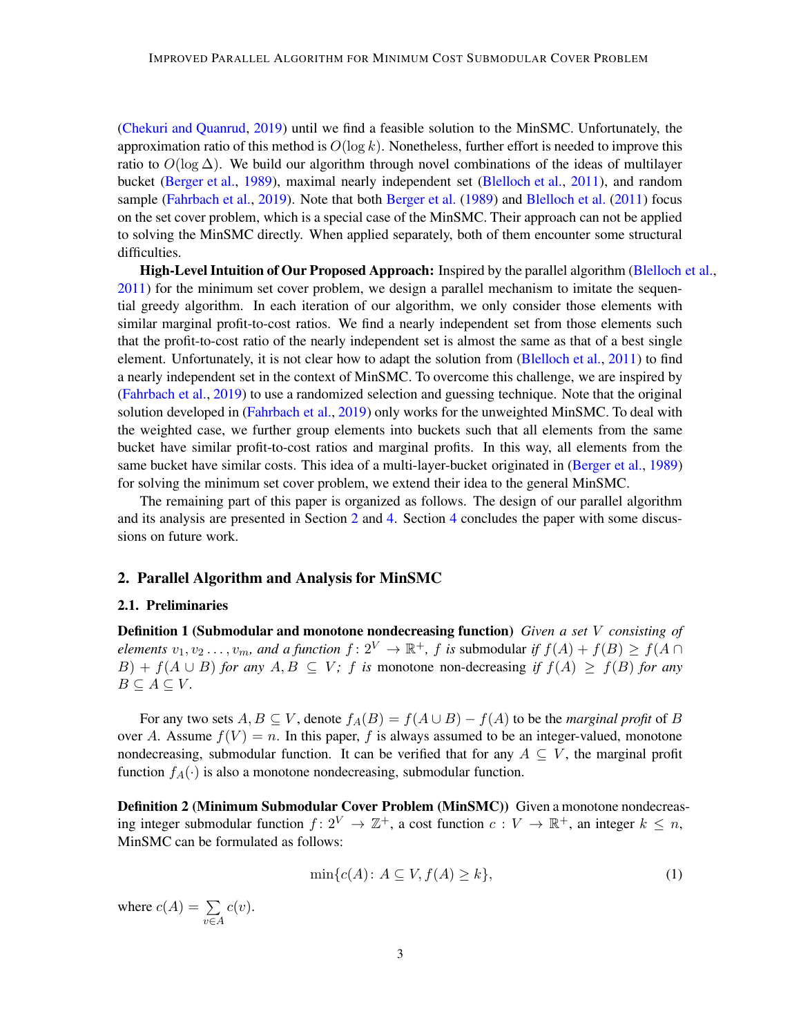(Chekuri and Quanrud, 2019) until we find a feasible solution to the MinSMC. Unfortunately, the approximation ratio of this method is $O(\log k)$. Nonetheless, further effort is needed to improve this ratio to $O(\log \Delta)$. We build our algorithm through novel combinations of the ideas of multilayer bucket (Berger et al., 1989), maximal nearly independent set (Blelloch et al., 2011), and random sample (Fahrbach et al., 2019). Note that both Berger et al. (1989) and Blelloch et al. (2011) focus on the set cover problem, which is a special case of the MinSMC. Their approach can not be applied to solving the MinSMC directly. When applied separately, both of them encounter some structural difficulties.

**High-Level Intuition of Our Proposed Approach:** Inspired by the parallel algorithm (Blelloch et al., 2011) for the minimum set cover problem, we design a parallel mechanism to imitate the sequential greedy algorithm. In each iteration of our algorithm, we only consider those elements with similar marginal profit-to-cost ratios. We find a nearly independent set from those elements such that the profit-to-cost ratio of the nearly independent set is almost the same as that of a best single element. Unfortunately, it is not clear how to adapt the solution from (Blelloch et al., 2011) to find a nearly independent set in the context of MinSMC. To overcome this challenge, we are inspired by (Fahrbach et al., 2019) to use a randomized selection and guessing technique. Note that the original solution developed in (Fahrbach et al., 2019) only works for the unweighted MinSMC. To deal with the weighted case, we further group elements into buckets such that all elements from the same bucket have similar profit-to-cost ratios and marginal profits. In this way, all elements from the same bucket have similar costs. This idea of a multi-layer-bucket originated in (Berger et al., 1989) for solving the minimum set cover problem, we extend their idea to the general MinSMC.

The remaining part of this paper is organized as follows. The design of our parallel algorithm and its analysis are presented in Section 2 and 4. Section 4 concludes the paper with some discussions on future work.

## 2. Parallel Algorithm and Analysis for MinSMC

### 2.1. Preliminaries

**Definition 1 (Submodular and monotone nondecreasing function)** *Given a set $V$ consisting of elements $v_1, v_2 \dots, v_m$, and a function $f\colon 2^V \to \mathbb{R}^+$, $f$ is* submodular *if $f(A) + f(B) \geq f(A \cap B) + f(A \cup B)$ for any $A, B \subseteq V$; $f$ is* monotone non-decreasing *if $f(A) \geq f(B)$ for any $B \subseteq A \subseteq V$.*

For any two sets $A, B \subseteq V$, denote $f_A(B) = f(A \cup B) - f(A)$ to be the *marginal profit* of $B$ over $A$. Assume $f(V) = n$. In this paper, $f$ is always assumed to be an integer-valued, monotone nondecreasing, submodular function. It can be verified that for any $A \subseteq V$, the marginal profit function $f_A(\cdot)$ is also a monotone nondecreasing, submodular function.

**Definition 2 (Minimum Submodular Cover Problem (MinSMC))** Given a monotone nondecreasing integer submodular function $f\colon 2^V \to \mathbb{Z}^+$, a cost function $c : V \to \mathbb{R}^+$, an integer $k \leq n$, MinSMC can be formulated as follows:

$$\min\{c(A)\colon A \subseteq V, f(A) \geq k\}, \tag{1}$$

where $c(A) = \sum_{v \in A} c(v)$.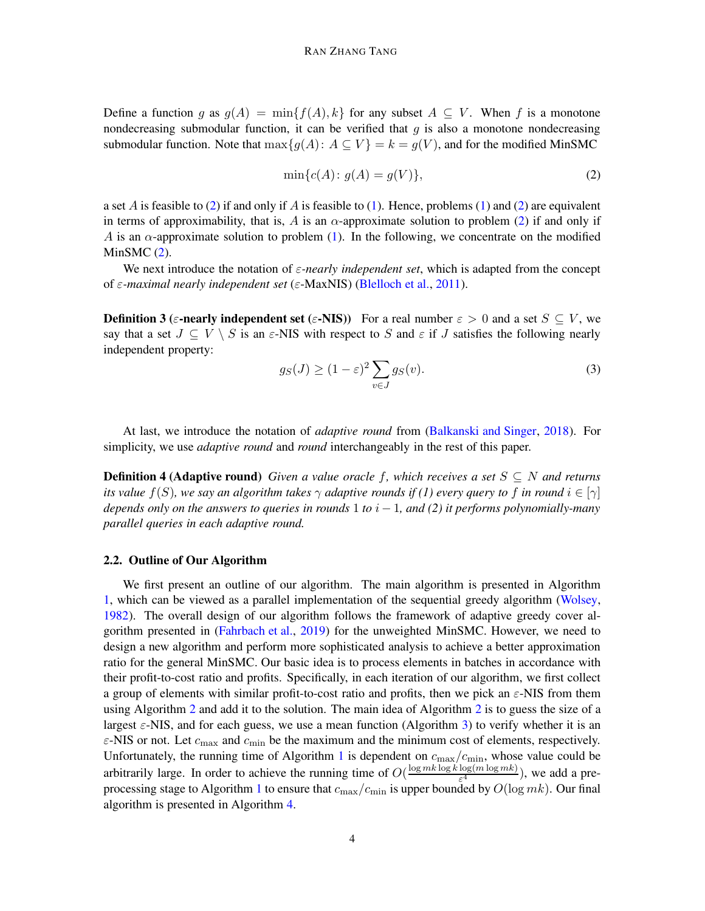Define a function $g$ as $g(A) = \min\{f(A), k\}$ for any subset $A \subseteq V$. When $f$ is a monotone nondecreasing submodular function, it can be verified that $g$ is also a monotone nondecreasing submodular function. Note that $\max\{g(A) \colon A \subseteq V\} = k = g(V)$, and for the modified MinSMC

$$\min\{c(A) \colon g(A) = g(V)\}, \tag{2}$$

a set $A$ is feasible to (2) if and only if $A$ is feasible to (1). Hence, problems (1) and (2) are equivalent in terms of approximability, that is, $A$ is an $\alpha$-approximate solution to problem (2) if and only if $A$ is an $\alpha$-approximate solution to problem (1). In the following, we concentrate on the modified MinSMC (2).

We next introduce the notation of *$\varepsilon$-nearly independent set*, which is adapted from the concept of *$\varepsilon$-maximal nearly independent set* ($\varepsilon$-MaxNIS) (Blelloch et al., 2011).

**Definition 3 ($\varepsilon$-nearly independent set ($\varepsilon$-NIS))** For a real number $\varepsilon > 0$ and a set $S \subseteq V$, we say that a set $J \subseteq V \setminus S$ is an $\varepsilon$-NIS with respect to $S$ and $\varepsilon$ if $J$ satisfies the following nearly independent property:

$$g_S(J) \geq (1-\varepsilon)^2 \sum_{v \in J} g_S(v). \tag{3}$$

At last, we introduce the notation of *adaptive round* from (Balkanski and Singer, 2018). For simplicity, we use *adaptive round* and *round* interchangeably in the rest of this paper.

**Definition 4 (Adaptive round)** *Given a value oracle $f$, which receives a set $S \subseteq N$ and returns its value $f(S)$, we say an algorithm takes $\gamma$ adaptive rounds if (1) every query to $f$ in round $i \in [\gamma]$ depends only on the answers to queries in rounds $1$ to $i-1$, and (2) it performs polynomially-many parallel queries in each adaptive round.*

### 2.2. Outline of Our Algorithm

We first present an outline of our algorithm. The main algorithm is presented in Algorithm 1, which can be viewed as a parallel implementation of the sequential greedy algorithm (Wolsey, 1982). The overall design of our algorithm follows the framework of adaptive greedy cover algorithm presented in (Fahrbach et al., 2019) for the unweighted MinSMC. However, we need to design a new algorithm and perform more sophisticated analysis to achieve a better approximation ratio for the general MinSMC. Our basic idea is to process elements in batches in accordance with their profit-to-cost ratio and profits. Specifically, in each iteration of our algorithm, we first collect a group of elements with similar profit-to-cost ratio and profits, then we pick an $\varepsilon$-NIS from them using Algorithm 2 and add it to the solution. The main idea of Algorithm 2 is to guess the size of a largest $\varepsilon$-NIS, and for each guess, we use a mean function (Algorithm 3) to verify whether it is an $\varepsilon$-NIS or not. Let $c_{\max}$ and $c_{\min}$ be the maximum and the minimum cost of elements, respectively. Unfortunately, the running time of Algorithm 1 is dependent on $c_{\max}/c_{\min}$, whose value could be arbitrarily large. In order to achieve the running time of $O(\frac{\log mk \log k \log(m \log mk)}{\varepsilon^4})$, we add a preprocessing stage to Algorithm 1 to ensure that $c_{\max}/c_{\min}$ is upper bounded by $O(\log mk)$. Our final algorithm is presented in Algorithm 4.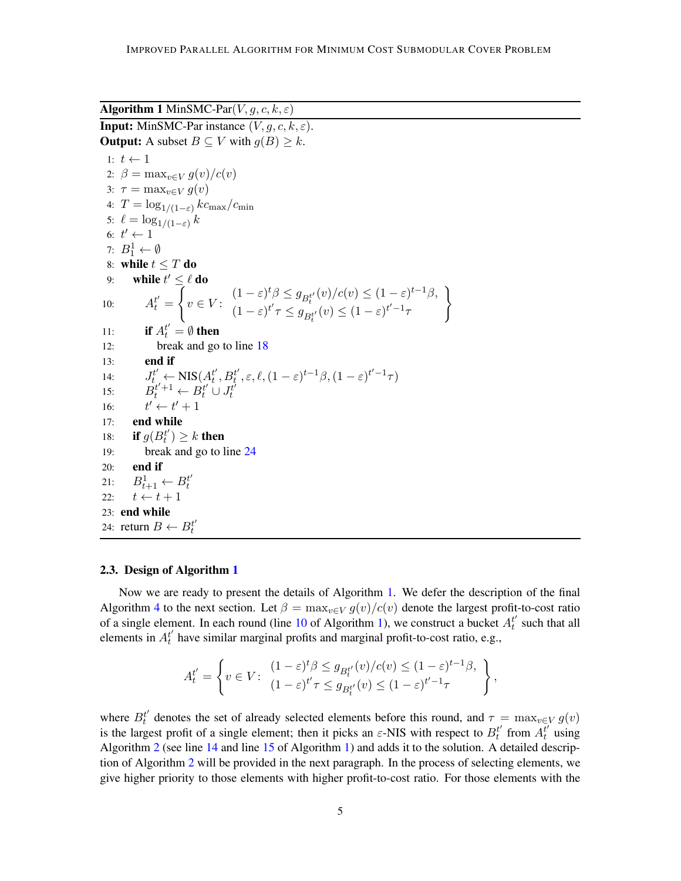**Algorithm 1** MinSMC-Par$(V, g, c, k, \varepsilon)$

**Input:** MinSMC-Par instance $(V, g, c, k, \varepsilon)$.
**Output:** A subset $B \subseteq V$ with $g(B) \geq k$.

```
1: t ← 1
2: β = max_{v∈V} g(v)/c(v)
3: τ = max_{v∈V} g(v)
4: T = log_{1/(1−ε)} k c_max/c_min
5: ℓ = log_{1/(1−ε)} k
6: t' ← 1
7: B_1^1 ← ∅
8: while t ≤ T do
9:     while t' ≤ ℓ do
10:        A_t^{t'} = { v ∈ V : (1−ε)^t β ≤ g_{B_t^{t'}}(v)/c(v) ≤ (1−ε)^{t−1} β,
                               (1−ε)^{t'} τ ≤ g_{B_t^{t'}}(v) ≤ (1−ε)^{t'−1} τ }
11:        if A_t^{t'} = ∅ then
12:            break and go to line 18
13:        end if
14:        J_t^{t'} ← NIS(A_t^{t'}, B_t^{t'}, ε, ℓ, (1−ε)^{t−1} β, (1−ε)^{t'−1} τ)
15:        B_t^{t'+1} ← B_t^{t'} ∪ J_t^{t'}
16:        t' ← t' + 1
17:    end while
18:    if g(B_t^{t'}) ≥ k then
19:        break and go to line 24
20:    end if
21:    B_{t+1}^1 ← B_t^{t'}
22:    t ← t + 1
23: end while
24: return B ← B_t^{t'}
```

### 2.3. Design of Algorithm 1

Now we are ready to present the details of Algorithm 1. We defer the description of the final Algorithm 4 to the next section. Let $\beta = \max_{v \in V} g(v)/c(v)$ denote the largest profit-to-cost ratio of a single element. In each round (line 10 of Algorithm 1), we construct a bucket $A_t^{t'}$ such that all elements in $A_t^{t'}$ have similar marginal profits and marginal profit-to-cost ratio, e.g.,

$$A_t^{t'} = \left\{ v \in V \colon \begin{array}{l} (1-\varepsilon)^t \beta \leq g_{B_t^{t'}}(v)/c(v) \leq (1-\varepsilon)^{t-1}\beta, \\ (1-\varepsilon)^{t'} \tau \leq g_{B_t^{t'}}(v) \leq (1-\varepsilon)^{t'-1}\tau \end{array} \right\},$$

where $B_t^{t'}$ denotes the set of already selected elements before this round, and $\tau = \max_{v \in V} g(v)$ is the largest profit of a single element; then it picks an $\varepsilon$-NIS with respect to $B_t^{t'}$ from $A_t^{t'}$ using Algorithm 2 (see line 14 and line 15 of Algorithm 1) and adds it to the solution. A detailed description of Algorithm 2 will be provided in the next paragraph. In the process of selecting elements, we give higher priority to those elements with higher profit-to-cost ratio. For those elements with the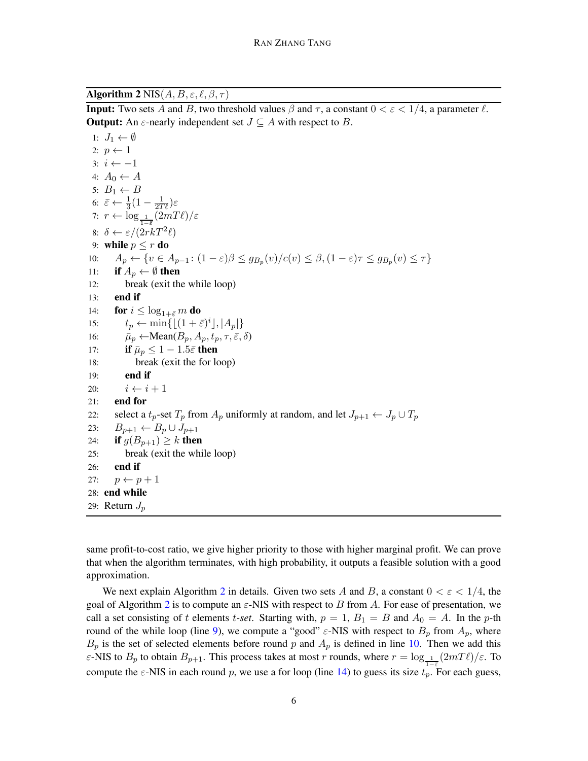**Algorithm 2** NIS($A, B, \varepsilon, \ell, \beta, \tau$)

**Input:** Two sets $A$ and $B$, two threshold values $\beta$ and $\tau$, a constant $0 < \varepsilon < 1/4$, a parameter $\ell$.
**Output:** An $\varepsilon$-nearly independent set $J \subseteq A$ with respect to $B$.

```
1: J_1 ← ∅
2: p ← 1
3: i ← −1
4: A_0 ← A
5: B_1 ← B
6: ε̄ ← (1/3)(1 − 1/(2Tℓ))ε
7: r ← log_{1/(1−ε̄)}(2mTℓ)/ε
8: δ ← ε/(2rkT²ℓ)
9: while p ≤ r do
10:    A_p ← {v ∈ A_{p−1}: (1 − ε)β ≤ g_{B_p}(v)/c(v) ≤ β, (1 − ε)τ ≤ g_{B_p}(v) ≤ τ}
11:    if A_p ← ∅ then
12:       break (exit the while loop)
13:    end if
14:    for i ≤ log_{1+ε} m do
15:       t_p ← min{⌊(1 + ε̄)^i⌋, |A_p|}
16:       μ̄_p ← Mean(B_p, A_p, t_p, τ, ε̄, δ)
17:       if μ̄_p ≤ 1 − 1.5ε̄ then
18:          break (exit the for loop)
19:       end if
20:       i ← i + 1
21:    end for
22:    select a t_p-set T_p from A_p uniformly at random, and let J_{p+1} ← J_p ∪ T_p
23:    B_{p+1} ← B_p ∪ J_{p+1}
24:    if g(B_{p+1}) ≥ k then
25:       break (exit the while loop)
26:    end if
27:    p ← p + 1
28: end while
29: Return J_p
```

same profit-to-cost ratio, we give higher priority to those with higher marginal profit. We can prove that when the algorithm terminates, with high probability, it outputs a feasible solution with a good approximation.

We next explain Algorithm 2 in details. Given two sets $A$ and $B$, a constant $0 < \varepsilon < 1/4$, the goal of Algorithm 2 is to compute an $\varepsilon$-NIS with respect to $B$ from $A$. For ease of presentation, we call a set consisting of $t$ elements *$t$-set*. Starting with, $p = 1$, $B_1 = B$ and $A_0 = A$. In the $p$-th round of the while loop (line 9), we compute a "good" $\varepsilon$-NIS with respect to $B_p$ from $A_p$, where $B_p$ is the set of selected elements before round $p$ and $A_p$ is defined in line 10. Then we add this $\varepsilon$-NIS to $B_p$ to obtain $B_{p+1}$. This process takes at most $r$ rounds, where $r = \log_{\frac{1}{1-\bar{\varepsilon}}}(2mT\ell)/\varepsilon$. To compute the $\varepsilon$-NIS in each round $p$, we use a for loop (line 14) to guess its size $t_p$. For each guess,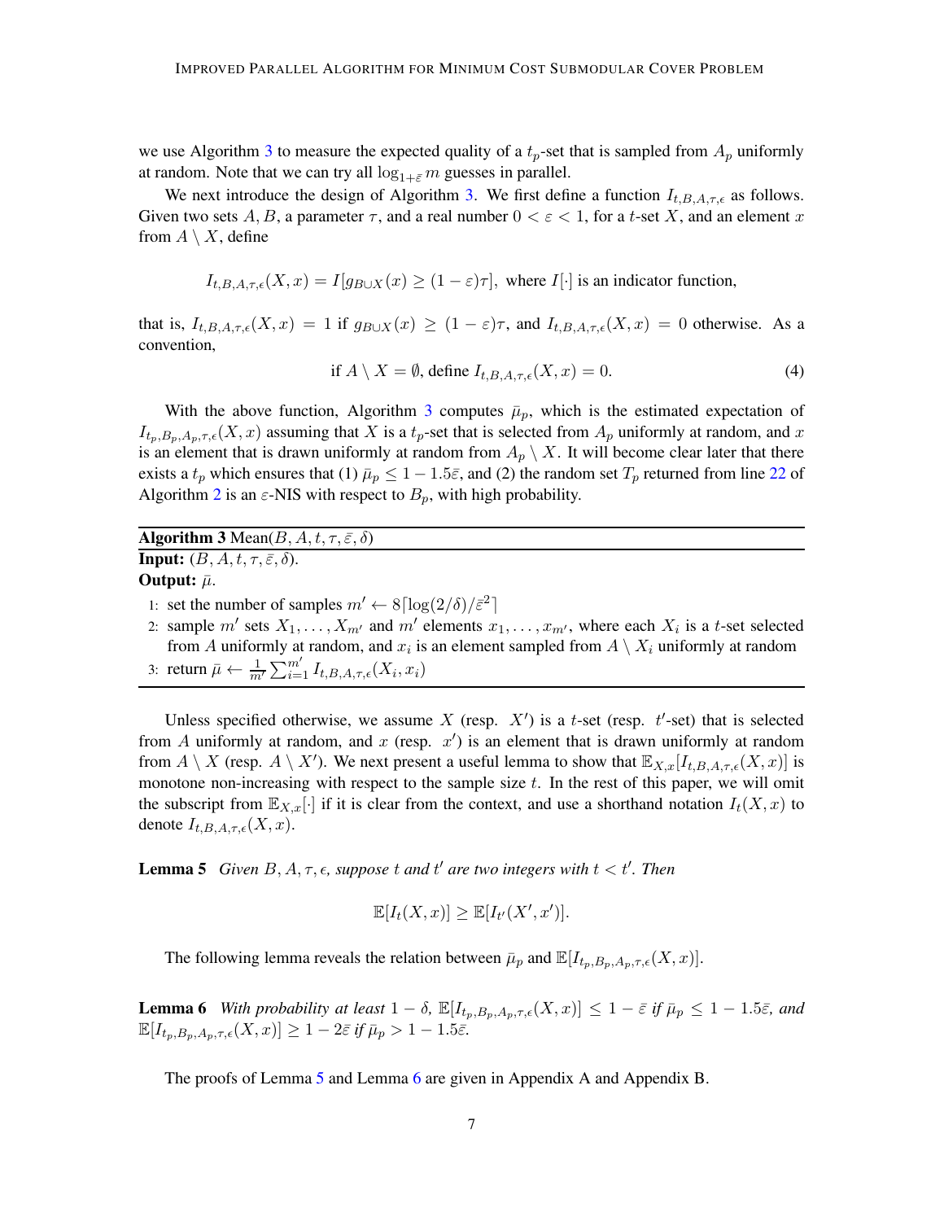we use Algorithm 3 to measure the expected quality of a $t_p$-set that is sampled from $A_p$ uniformly at random. Note that we can try all $\log_{1+\bar{\varepsilon}} m$ guesses in parallel.

We next introduce the design of Algorithm 3. We first define a function $I_{t,B,A,\tau,\epsilon}$ as follows. Given two sets $A, B$, a parameter $\tau$, and a real number $0 < \varepsilon < 1$, for a $t$-set $X$, and an element $x$ from $A \setminus X$, define

$$I_{t,B,A,\tau,\epsilon}(X, x) = I[g_{B \cup X}(x) \geq (1 - \varepsilon)\tau], \text{ where } I[\cdot] \text{ is an indicator function,}$$

that is, $I_{t,B,A,\tau,\epsilon}(X, x) = 1$ if $g_{B \cup X}(x) \geq (1 - \varepsilon)\tau$, and $I_{t,B,A,\tau,\epsilon}(X, x) = 0$ otherwise. As a convention,

$$\text{if } A \setminus X = \emptyset, \text{ define } I_{t,B,A,\tau,\epsilon}(X, x) = 0. \tag{4}$$

With the above function, Algorithm 3 computes $\bar{\mu}_p$, which is the estimated expectation of $I_{t_p,B_p,A_p,\tau,\epsilon}(X, x)$ assuming that $X$ is a $t_p$-set that is selected from $A_p$ uniformly at random, and $x$ is an element that is drawn uniformly at random from $A_p \setminus X$. It will become clear later that there exists a $t_p$ which ensures that (1) $\bar{\mu}_p \leq 1 - 1.5\bar{\varepsilon}$, and (2) the random set $T_p$ returned from line 22 of Algorithm 2 is an $\varepsilon$-NIS with respect to $B_p$, with high probability.

---

**Algorithm 3** Mean$(B, A, t, \tau, \bar{\varepsilon}, \delta)$

---

**Input:** $(B, A, t, \tau, \bar{\varepsilon}, \delta)$.

**Output:** $\bar{\mu}$.

1: set the number of samples $m' \leftarrow 8\lceil \log(2/\delta)/\bar{\varepsilon}^2 \rceil$

2: sample $m'$ sets $X_1, \ldots, X_{m'}$ and $m'$ elements $x_1, \ldots, x_{m'}$, where each $X_i$ is a $t$-set selected from $A$ uniformly at random, and $x_i$ is an element sampled from $A \setminus X_i$ uniformly at random

3: return $\bar{\mu} \leftarrow \frac{1}{m'} \sum_{i=1}^{m'} I_{t,B,A,\tau,\epsilon}(X_i, x_i)$

---

Unless specified otherwise, we assume $X$ (resp. $X'$) is a $t$-set (resp. $t'$-set) that is selected from $A$ uniformly at random, and $x$ (resp. $x'$) is an element that is drawn uniformly at random from $A \setminus X$ (resp. $A \setminus X'$). We next present a useful lemma to show that $\mathbb{E}_{X,x}[I_{t,B,A,\tau,\epsilon}(X, x)]$ is monotone non-increasing with respect to the sample size $t$. In the rest of this paper, we will omit the subscript from $\mathbb{E}_{X,x}[\cdot]$ if it is clear from the context, and use a shorthand notation $I_t(X, x)$ to denote $I_{t,B,A,\tau,\epsilon}(X, x)$.

**Lemma 5** *Given $B, A, \tau, \epsilon$, suppose $t$ and $t'$ are two integers with $t < t'$. Then*

$$\mathbb{E}[I_t(X, x)] \geq \mathbb{E}[I_{t'}(X', x')].$$

The following lemma reveals the relation between $\bar{\mu}_p$ and $\mathbb{E}[I_{t_p,B_p,A_p,\tau,\epsilon}(X, x)]$.

**Lemma 6** *With probability at least $1 - \delta$, $\mathbb{E}[I_{t_p,B_p,A_p,\tau,\epsilon}(X, x)] \leq 1 - \bar{\varepsilon}$ if $\bar{\mu}_p \leq 1 - 1.5\bar{\varepsilon}$, and $\mathbb{E}[I_{t_p,B_p,A_p,\tau,\epsilon}(X, x)] \geq 1 - 2\bar{\varepsilon}$ if $\bar{\mu}_p > 1 - 1.5\bar{\varepsilon}$.*

The proofs of Lemma 5 and Lemma 6 are given in Appendix A and Appendix B.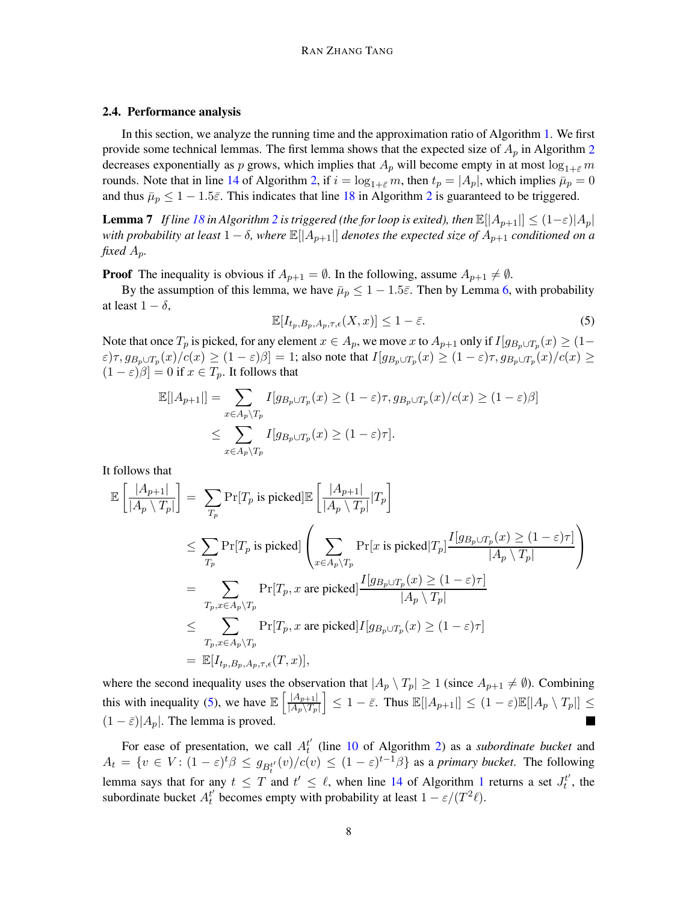### 2.4. Performance analysis

In this section, we analyze the running time and the approximation ratio of Algorithm 1. We first provide some technical lemmas. The first lemma shows that the expected size of $A_p$ in Algorithm 2 decreases exponentially as $p$ grows, which implies that $A_p$ will become empty in at most $\log_{1+\bar{\varepsilon}} m$ rounds. Note that in line 14 of Algorithm 2, if $i = \log_{1+\bar{\varepsilon}} m$, then $t_p = |A_p|$, which implies $\bar{\mu}_p = 0$ and thus $\bar{\mu}_p \leq 1 - 1.5\bar{\varepsilon}$. This indicates that line 18 in Algorithm 2 is guaranteed to be triggered.

**Lemma 7** *If line 18 in Algorithm 2 is triggered (the for loop is exited), then* $\mathbb{E}[|A_{p+1}|] \leq (1-\varepsilon)|A_p|$ *with probability at least* $1-\delta$*, where* $\mathbb{E}[|A_{p+1}|]$ *denotes the expected size of* $A_{p+1}$ *conditioned on a fixed* $A_p$*.*

**Proof** The inequality is obvious if $A_{p+1} = \emptyset$. In the following, assume $A_{p+1} \neq \emptyset$.

By the assumption of this lemma, we have $\bar{\mu}_p \leq 1 - 1.5\bar{\varepsilon}$. Then by Lemma 6, with probability at least $1 - \delta$,

$$\mathbb{E}[I_{t_p, B_p, A_p, \tau, \epsilon}(X, x)] \leq 1 - \bar{\varepsilon}. \tag{5}$$

Note that once $T_p$ is picked, for any element $x \in A_p$, we move $x$ to $A_{p+1}$ only if $I[g_{B_p \cup T_p}(x) \geq (1-\varepsilon)\tau, g_{B_p \cup T_p}(x)/c(x) \geq (1-\varepsilon)\beta] = 1$; also note that $I[g_{B_p \cup T_p}(x) \geq (1-\varepsilon)\tau, g_{B_p \cup T_p}(x)/c(x) \geq (1-\varepsilon)\beta] = 0$ if $x \in T_p$. It follows that

$$\begin{aligned}
\mathbb{E}[|A_{p+1}|] &= \sum_{x \in A_p \setminus T_p} I[g_{B_p \cup T_p}(x) \geq (1-\varepsilon)\tau, g_{B_p \cup T_p}(x)/c(x) \geq (1-\varepsilon)\beta] \\
&\leq \sum_{x \in A_p \setminus T_p} I[g_{B_p \cup T_p}(x) \geq (1-\varepsilon)\tau].
\end{aligned}$$

It follows that

$$\begin{aligned}
\mathbb{E}\left[\frac{|A_{p+1}|}{|A_p \setminus T_p|}\right] &= \sum_{T_p} \Pr[T_p \text{ is picked}] \mathbb{E}\left[\frac{|A_{p+1}|}{|A_p \setminus T_p|} | T_p\right] \\
&\leq \sum_{T_p} \Pr[T_p \text{ is picked}] \left( \sum_{x \in A_p \setminus T_p} \Pr[x \text{ is picked} | T_p] \frac{I[g_{B_p \cup T_p}(x) \geq (1-\varepsilon)\tau]}{|A_p \setminus T_p|} \right) \\
&= \sum_{T_p, x \in A_p \setminus T_p} \Pr[T_p, x \text{ are picked}] \frac{I[g_{B_p \cup T_p}(x) \geq (1-\varepsilon)\tau]}{|A_p \setminus T_p|} \\
&\leq \sum_{T_p, x \in A_p \setminus T_p} \Pr[T_p, x \text{ are picked}] I[g_{B_p \cup T_p}(x) \geq (1-\varepsilon)\tau] \\
&= \mathbb{E}[I_{t_p, B_p, A_p, \tau, \epsilon}(T, x)],
\end{aligned}$$

where the second inequality uses the observation that $|A_p \setminus T_p| \geq 1$ (since $A_{p+1} \neq \emptyset$). Combining this with inequality (5), we have $\mathbb{E}\left[\frac{|A_{p+1}|}{|A_p \setminus T_p|}\right] \leq 1 - \bar{\varepsilon}$. Thus $\mathbb{E}[|A_{p+1}|] \leq (1-\varepsilon)\mathbb{E}[|A_p \setminus T_p|] \leq (1 - \bar{\varepsilon})|A_p|$. The lemma is proved. ∎

For ease of presentation, we call $A_t^{t'}$ (line 10 of Algorithm 2) as a *subordinate bucket* and $A_t = \{v \in V \colon (1-\varepsilon)^t \beta \leq g_{B_t^{t'}}(v)/c(v) \leq (1-\varepsilon)^{t-1}\beta\}$ as a *primary bucket*. The following lemma says that for any $t \leq T$ and $t' \leq \ell$, when line 14 of Algorithm 1 returns a set $J_t^{t'}$, the subordinate bucket $A_t^{t'}$ becomes empty with probability at least $1 - \varepsilon/(T^2\ell)$.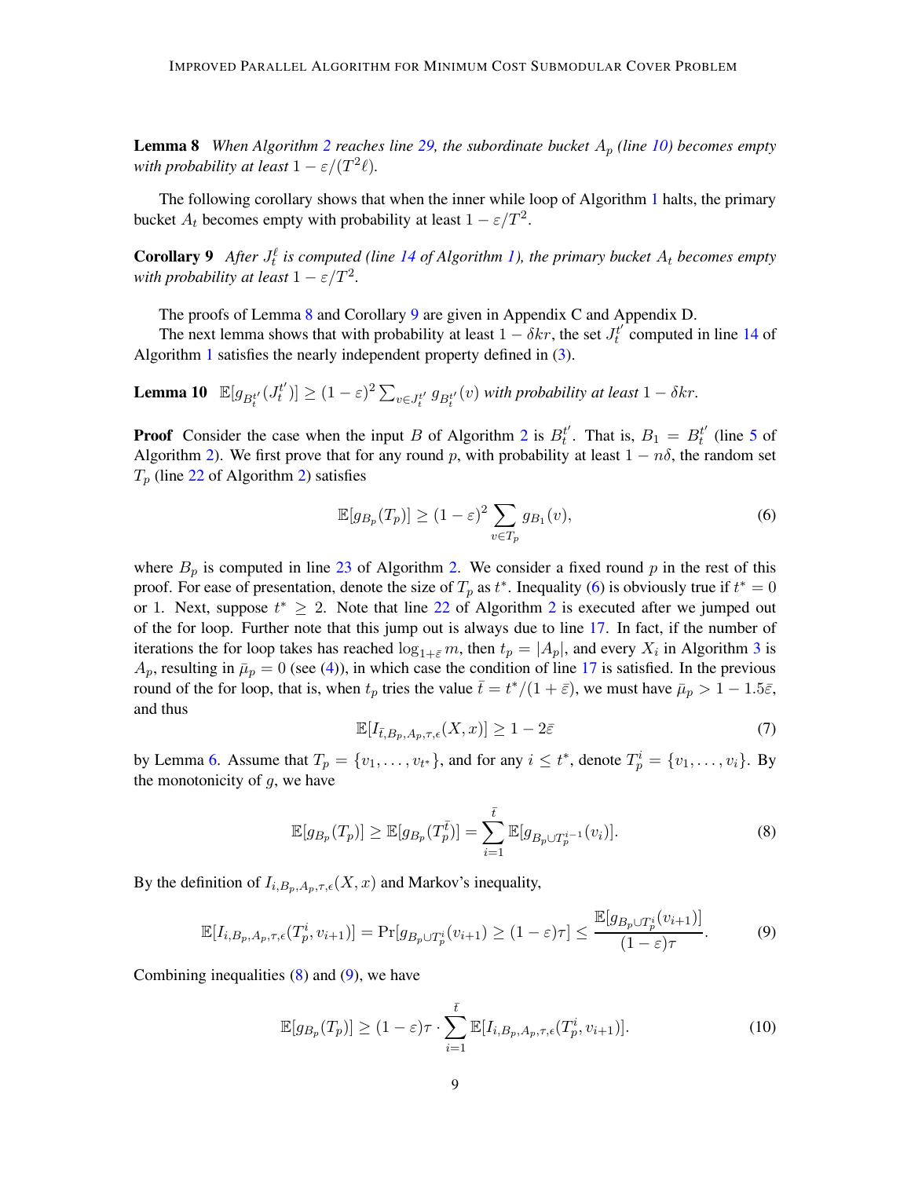**Lemma 8** *When Algorithm 2 reaches line 29, the subordinate bucket $A_p$ (line 10) becomes empty with probability at least $1 - \varepsilon/(T^2\ell)$.*

The following corollary shows that when the inner while loop of Algorithm 1 halts, the primary bucket $A_t$ becomes empty with probability at least $1 - \varepsilon/T^2$.

**Corollary 9** *After $J_t^\ell$ is computed (line 14 of Algorithm 1), the primary bucket $A_t$ becomes empty with probability at least $1 - \varepsilon/T^2$.*

The proofs of Lemma 8 and Corollary 9 are given in Appendix C and Appendix D.

The next lemma shows that with probability at least $1 - \delta kr$, the set $J_t^{t'}$ computed in line 14 of Algorithm 1 satisfies the nearly independent property defined in (3).

**Lemma 10** $\mathbb{E}[g_{B_t^{t'}}(J_t^{t'})] \geq (1-\varepsilon)^2 \sum_{v \in J_t^{t'}} g_{B_t^{t'}}(v)$ *with probability at least $1 - \delta kr$.*

**Proof** Consider the case when the input $B$ of Algorithm 2 is $B_t^{t'}$. That is, $B_1 = B_t^{t'}$ (line 5 of Algorithm 2). We first prove that for any round $p$, with probability at least $1 - n\delta$, the random set $T_p$ (line 22 of Algorithm 2) satisfies

$$\mathbb{E}[g_{B_p}(T_p)] \geq (1-\varepsilon)^2 \sum_{v \in T_p} g_{B_1}(v), \tag{6}$$

where $B_p$ is computed in line 23 of Algorithm 2. We consider a fixed round $p$ in the rest of this proof. For ease of presentation, denote the size of $T_p$ as $t^*$. Inequality (6) is obviously true if $t^* = 0$ or 1. Next, suppose $t^* \geq 2$. Note that line 22 of Algorithm 2 is executed after we jumped out of the for loop. Further note that this jump out is always due to line 17. In fact, if the number of iterations the for loop takes has reached $\log_{1+\bar{\varepsilon}} m$, then $t_p = |A_p|$, and every $X_i$ in Algorithm 3 is $A_p$, resulting in $\bar{\mu}_p = 0$ (see (4)), in which case the condition of line 17 is satisfied. In the previous round of the for loop, that is, when $t_p$ tries the value $\bar{t} = t^*/(1+\bar{\varepsilon})$, we must have $\bar{\mu}_p > 1 - 1.5\bar{\varepsilon}$, and thus

$$\mathbb{E}[I_{\bar{t}, B_p, A_p, \tau, \epsilon}(X, x)] \geq 1 - 2\bar{\varepsilon} \tag{7}$$

by Lemma 6. Assume that $T_p = \{v_1, \ldots, v_{t^*}\}$, and for any $i \leq t^*$, denote $T_p^i = \{v_1, \ldots, v_i\}$. By the monotonicity of $g$, we have

$$\mathbb{E}[g_{B_p}(T_p)] \geq \mathbb{E}[g_{B_p}(T_p^{\bar{t}})] = \sum_{i=1}^{\bar{t}} \mathbb{E}[g_{B_p \cup T_p^{i-1}}(v_i)]. \tag{8}$$

By the definition of $I_{i, B_p, A_p, \tau, \epsilon}(X, x)$ and Markov's inequality,

$$\mathbb{E}[I_{i, B_p, A_p, \tau, \epsilon}(T_p^i, v_{i+1})] = \Pr[g_{B_p \cup T_p^i}(v_{i+1}) \geq (1-\varepsilon)\tau] \leq \frac{\mathbb{E}[g_{B_p \cup T_p^i}(v_{i+1})]}{(1-\varepsilon)\tau}. \tag{9}$$

Combining inequalities (8) and (9), we have

$$\mathbb{E}[g_{B_p}(T_p)] \geq (1-\varepsilon)\tau \cdot \sum_{i=1}^{\bar{t}} \mathbb{E}[I_{i, B_p, A_p, \tau, \epsilon}(T_p^i, v_{i+1})]. \tag{10}$$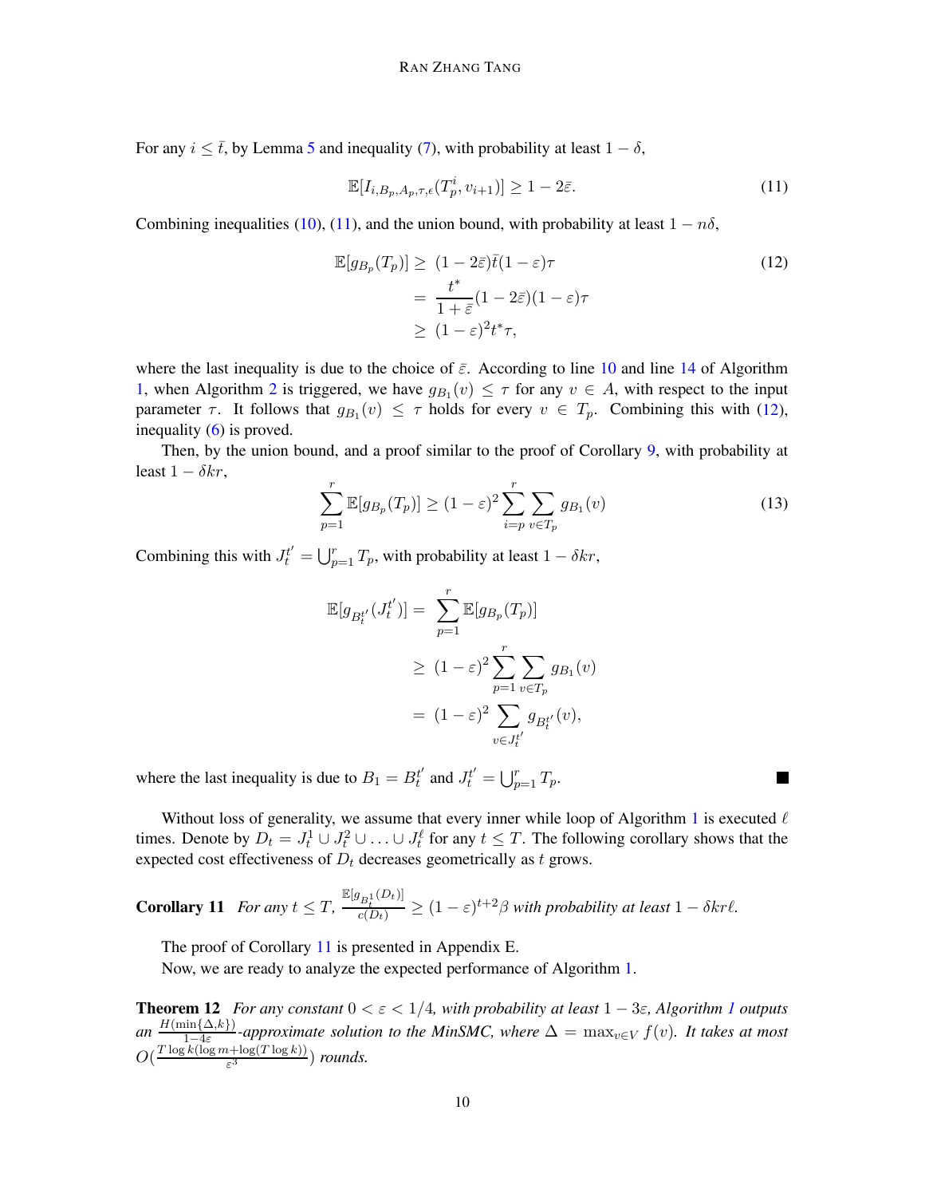For any $i \leq \bar{t}$, by Lemma 5 and inequality (7), with probability at least $1 - \delta$,

$$\mathbb{E}[I_{i,B_p,A_p,\tau,\epsilon}(T_p^i, v_{i+1})] \geq 1 - 2\bar{\varepsilon}. \tag{11}$$

Combining inequalities (10), (11), and the union bound, with probability at least $1 - n\delta$,

$$\begin{aligned} \mathbb{E}[g_{B_p}(T_p)] \geq\ & (1 - 2\bar{\varepsilon})\bar{t}(1 - \varepsilon)\tau \\ =\ & \frac{t^*}{1 + \bar{\varepsilon}}(1 - 2\bar{\varepsilon})(1 - \varepsilon)\tau \\ \geq\ & (1 - \varepsilon)^2 t^* \tau, \end{aligned} \tag{12}$$

where the last inequality is due to the choice of $\bar{\varepsilon}$. According to line 10 and line 14 of Algorithm 1, when Algorithm 2 is triggered, we have $g_{B_1}(v) \leq \tau$ for any $v \in A$, with respect to the input parameter $\tau$. It follows that $g_{B_1}(v) \leq \tau$ holds for every $v \in T_p$. Combining this with (12), inequality (6) is proved.

Then, by the union bound, and a proof similar to the proof of Corollary 9, with probability at least $1 - \delta kr$,

$$\sum_{p=1}^{r} \mathbb{E}[g_{B_p}(T_p)] \geq (1 - \varepsilon)^2 \sum_{i=p}^{r} \sum_{v \in T_p} g_{B_1}(v) \tag{13}$$

Combining this with $J_t^{t'} = \bigcup_{p=1}^{r} T_p$, with probability at least $1 - \delta kr$,

$$\begin{aligned} \mathbb{E}[g_{B_t^{t'}}(J_t^{t'})] =\ & \sum_{p=1}^{r} \mathbb{E}[g_{B_p}(T_p)] \\ \geq\ & (1 - \varepsilon)^2 \sum_{p=1}^{r} \sum_{v \in T_p} g_{B_1}(v) \\ =\ & (1 - \varepsilon)^2 \sum_{v \in J_t^{t'}} g_{B_t^{t'}}(v), \end{aligned}$$

where the last inequality is due to $B_1 = B_t^{t'}$ and $J_t^{t'} = \bigcup_{p=1}^{r} T_p$. ∎

Without loss of generality, we assume that every inner while loop of Algorithm 1 is executed $\ell$ times. Denote by $D_t = J_t^1 \cup J_t^2 \cup \ldots \cup J_t^\ell$ for any $t \leq T$. The following corollary shows that the expected cost effectiveness of $D_t$ decreases geometrically as $t$ grows.

**Corollary 11** *For any $t \leq T$, $\frac{\mathbb{E}[g_{B_t^1}(D_t)]}{c(D_t)} \geq (1 - \varepsilon)^{t+2}\beta$ with probability at least $1 - \delta kr\ell$.*

The proof of Corollary 11 is presented in Appendix E.

Now, we are ready to analyze the expected performance of Algorithm 1.

**Theorem 12** *For any constant $0 < \varepsilon < 1/4$, with probability at least $1 - 3\varepsilon$, Algorithm 1 outputs an $\frac{H(\min\{\Delta,k\})}{1-4\varepsilon}$-approximate solution to the MinSMC, where $\Delta = \max_{v \in V} f(v)$. It takes at most $O(\frac{T \log k(\log m + \log(T \log k))}{\varepsilon^3})$ rounds.*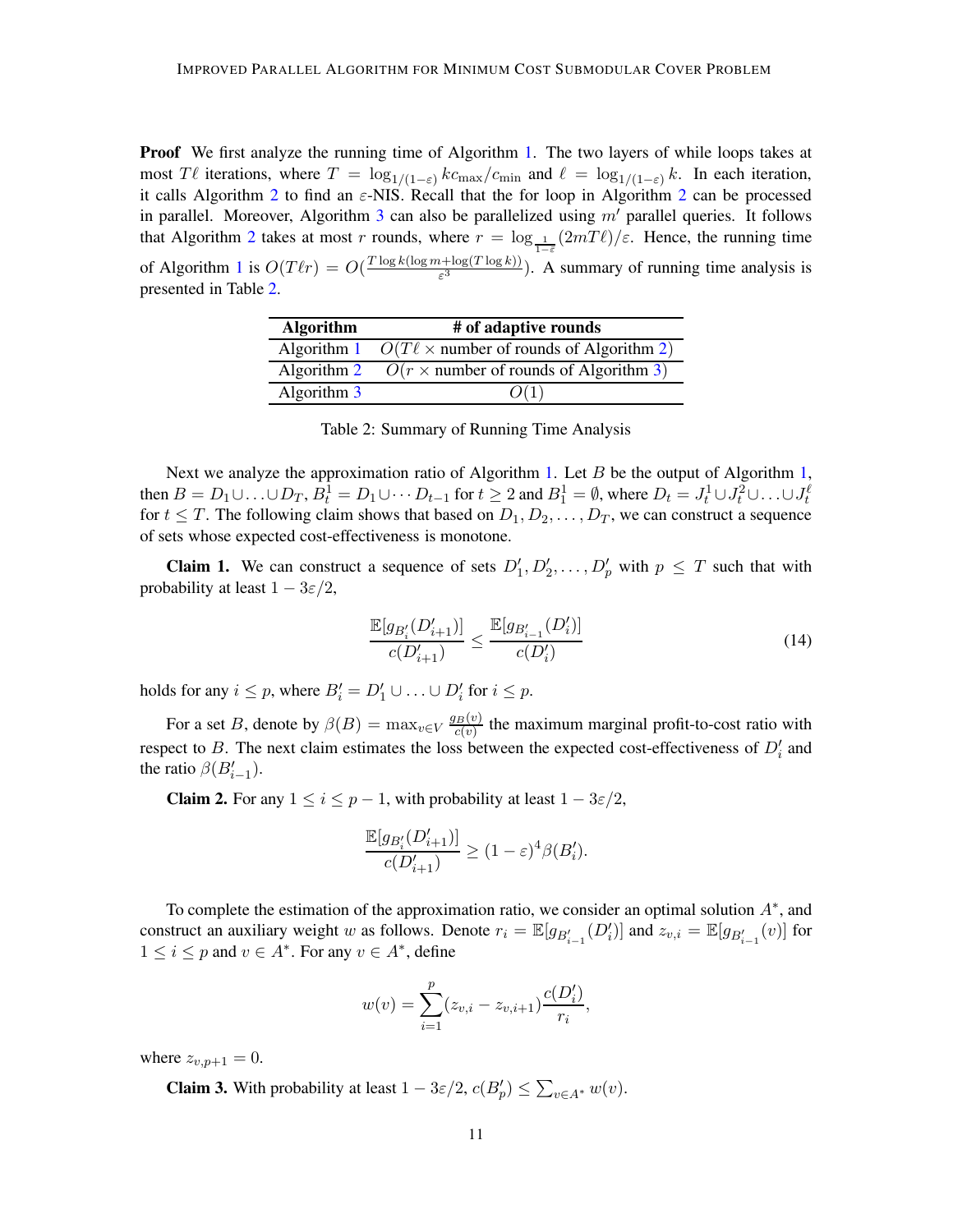**Proof** We first analyze the running time of Algorithm 1. The two layers of while loops takes at most $T\ell$ iterations, where $T = \log_{1/(1-\varepsilon)} kc_{\max}/c_{\min}$ and $\ell = \log_{1/(1-\varepsilon)} k$. In each iteration, it calls Algorithm 2 to find an $\varepsilon$-NIS. Recall that the for loop in Algorithm 2 can be processed in parallel. Moreover, Algorithm 3 can also be parallelized using $m'$ parallel queries. It follows that Algorithm 2 takes at most $r$ rounds, where $r = \log_{\frac{1}{1-\varepsilon}}(2mT\ell)/\varepsilon$. Hence, the running time of Algorithm 1 is $O(T\ell r) = O(\frac{T \log k(\log m + \log(T \log k))}{\varepsilon^3})$. A summary of running time analysis is presented in Table 2.

| Algorithm | # of adaptive rounds |
|---|---|
| Algorithm 1 | $O(T\ell \times$ number of rounds of Algorithm 2$)$ |
| Algorithm 2 | $O(r \times$ number of rounds of Algorithm 3$)$ |
| Algorithm 3 | $O(1)$ |

Table 2: Summary of Running Time Analysis

Next we analyze the approximation ratio of Algorithm 1. Let $B$ be the output of Algorithm 1, then $B = D_1 \cup \ldots \cup D_T$, $B_t^1 = D_1 \cup \cdots D_{t-1}$ for $t \geq 2$ and $B_1^1 = \emptyset$, where $D_t = J_t^1 \cup J_t^2 \cup \ldots \cup J_t^\ell$ for $t \leq T$. The following claim shows that based on $D_1, D_2, \ldots, D_T$, we can construct a sequence of sets whose expected cost-effectiveness is monotone.

**Claim 1.** We can construct a sequence of sets $D'_1, D'_2, \ldots, D'_p$ with $p \leq T$ such that with probability at least $1 - 3\varepsilon/2$,

$$\frac{\mathbb{E}[g_{B'_i}(D'_{i+1})]}{c(D'_{i+1})} \leq \frac{\mathbb{E}[g_{B'_{i-1}}(D'_i)]}{c(D'_i)} \tag{14}$$

holds for any $i \leq p$, where $B'_i = D'_1 \cup \ldots \cup D'_i$ for $i \leq p$.

For a set $B$, denote by $\beta(B) = \max_{v \in V} \frac{g_B(v)}{c(v)}$ the maximum marginal profit-to-cost ratio with respect to $B$. The next claim estimates the loss between the expected cost-effectiveness of $D'_i$ and the ratio $\beta(B'_{i-1})$.

**Claim 2.** For any $1 \leq i \leq p-1$, with probability at least $1 - 3\varepsilon/2$,

$$\frac{\mathbb{E}[g_{B'_i}(D'_{i+1})]}{c(D'_{i+1})} \geq (1-\varepsilon)^4 \beta(B'_i).$$

To complete the estimation of the approximation ratio, we consider an optimal solution $A^*$, and construct an auxiliary weight $w$ as follows. Denote $r_i = \mathbb{E}[g_{B'_{i-1}}(D'_i)]$ and $z_{v,i} = \mathbb{E}[g_{B'_{i-1}}(v)]$ for $1 \leq i \leq p$ and $v \in A^*$. For any $v \in A^*$, define

$$w(v) = \sum_{i=1}^{p} (z_{v,i} - z_{v,i+1}) \frac{c(D'_i)}{r_i},$$

where $z_{v,p+1} = 0$.

**Claim 3.** With probability at least $1 - 3\varepsilon/2$, $c(B'_p) \leq \sum_{v \in A^*} w(v)$.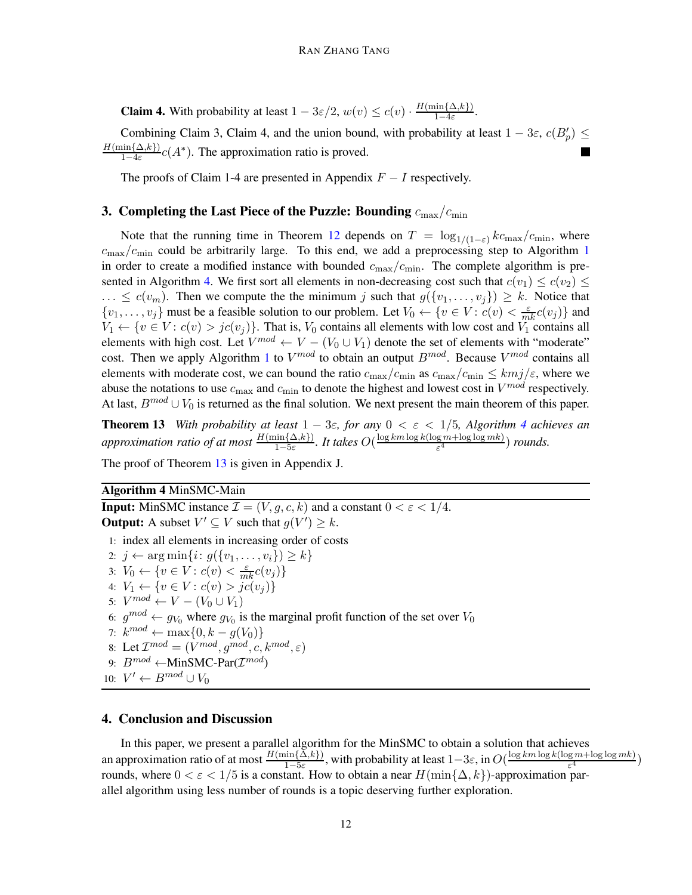**Claim 4.** With probability at least $1 - 3\varepsilon/2$, $w(v) \leq c(v) \cdot \frac{H(\min\{\Delta,k\})}{1-4\varepsilon}$.

Combining Claim 3, Claim 4, and the union bound, with probability at least $1 - 3\varepsilon$, $c(B'_p) \leq \frac{H(\min\{\Delta,k\})}{1-4\varepsilon} c(A^*)$. The approximation ratio is proved. ■

The proofs of Claim 1-4 are presented in Appendix $F - I$ respectively.

## 3. Completing the Last Piece of the Puzzle: Bounding $c_{\max}/c_{\min}$

Note that the running time in Theorem 12 depends on $T = \log_{1/(1-\varepsilon)} kc_{\max}/c_{\min}$, where $c_{\max}/c_{\min}$ could be arbitrarily large. To this end, we add a preprocessing step to Algorithm 1 in order to create a modified instance with bounded $c_{\max}/c_{\min}$. The complete algorithm is presented in Algorithm 4. We first sort all elements in non-decreasing cost such that $c(v_1) \leq c(v_2) \leq \ldots \leq c(v_m)$. Then we compute the the minimum $j$ such that $g(\{v_1, \ldots, v_j\}) \geq k$. Notice that $\{v_1, \ldots, v_j\}$ must be a feasible solution to our problem. Let $V_0 \leftarrow \{v \in V : c(v) < \frac{\varepsilon}{mk} c(v_j)\}$ and $V_1 \leftarrow \{v \in V : c(v) > jc(v_j)\}$. That is, $V_0$ contains all elements with low cost and $V_1$ contains all elements with high cost. Let $V^{mod} \leftarrow V - (V_0 \cup V_1)$ denote the set of elements with "moderate" cost. Then we apply Algorithm 1 to $V^{mod}$ to obtain an output $B^{mod}$. Because $V^{mod}$ contains all elements with moderate cost, we can bound the ratio $c_{\max}/c_{\min}$ as $c_{\max}/c_{\min} \leq kmj/\varepsilon$, where we abuse the notations to use $c_{\max}$ and $c_{\min}$ to denote the highest and lowest cost in $V^{mod}$ respectively. At last, $B^{mod} \cup V_0$ is returned as the final solution. We next present the main theorem of this paper.

**Theorem 13** *With probability at least $1 - 3\varepsilon$, for any $0 < \varepsilon < 1/5$, Algorithm 4 achieves an approximation ratio of at most $\frac{H(\min\{\Delta,k\})}{1-5\varepsilon}$. It takes $O(\frac{\log km \log k(\log m + \log\log mk)}{\varepsilon^4})$ rounds.*

The proof of Theorem 13 is given in Appendix J.

---

**Algorithm 4** MinSMC-Main

---

**Input:** MinSMC instance $\mathcal{I} = (V, g, c, k)$ and a constant $0 < \varepsilon < 1/4$.
**Output:** A subset $V' \subseteq V$ such that $g(V') \geq k$.

1: index all elements in increasing order of costs
2: $j \leftarrow \arg\min\{i : g(\{v_1, \ldots, v_i\}) \geq k\}$
3: $V_0 \leftarrow \{v \in V : c(v) < \frac{\varepsilon}{mk} c(v_j)\}$
4: $V_1 \leftarrow \{v \in V : c(v) > jc(v_j)\}$
5: $V^{mod} \leftarrow V - (V_0 \cup V_1)$
6: $g^{mod} \leftarrow g_{V_0}$ where $g_{V_0}$ is the marginal profit function of the set over $V_0$
7: $k^{mod} \leftarrow \max\{0, k - g(V_0)\}$
8: Let $\mathcal{I}^{mod} = (V^{mod}, g^{mod}, c, k^{mod}, \varepsilon)$
9: $B^{mod} \leftarrow$MinSMC-Par($\mathcal{I}^{mod}$)
10: $V' \leftarrow B^{mod} \cup V_0$

---

## 4. Conclusion and Discussion

In this paper, we present a parallel algorithm for the MinSMC to obtain a solution that achieves an approximation ratio of at most $\frac{H(\min\{\Delta,k\})}{1-5\varepsilon}$, with probability at least $1-3\varepsilon$, in $O(\frac{\log km \log k(\log m + \log\log mk)}{\varepsilon^4})$ rounds, where $0 < \varepsilon < 1/5$ is a constant. How to obtain a near $H(\min\{\Delta, k\})$-approximation parallel algorithm using less number of rounds is a topic deserving further exploration.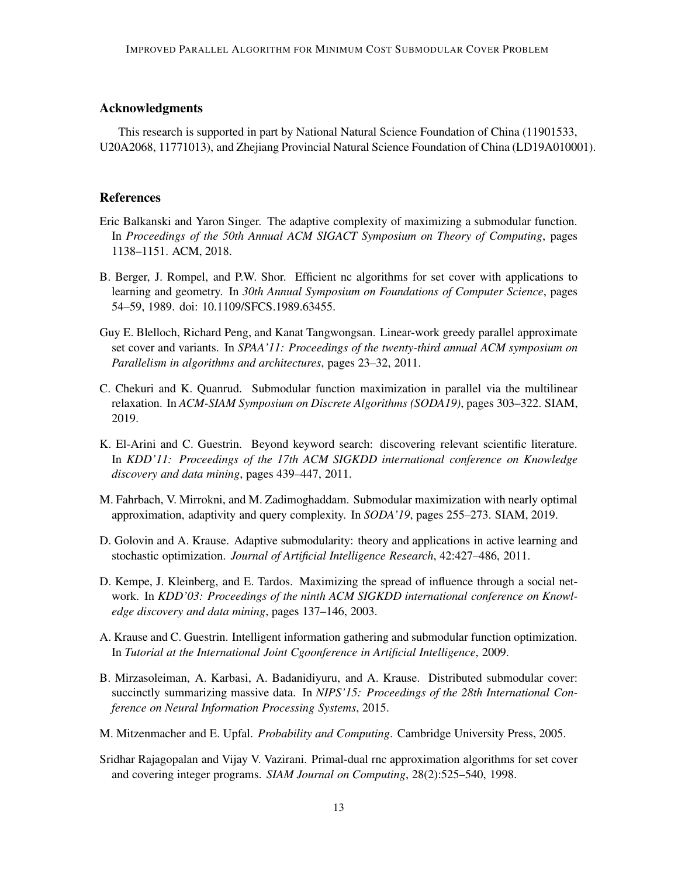## Acknowledgments

This research is supported in part by National Natural Science Foundation of China (11901533, U20A2068, 11771013), and Zhejiang Provincial Natural Science Foundation of China (LD19A010001).

## References

Eric Balkanski and Yaron Singer. The adaptive complexity of maximizing a submodular function. In *Proceedings of the 50th Annual ACM SIGACT Symposium on Theory of Computing*, pages 1138–1151. ACM, 2018.

B. Berger, J. Rompel, and P.W. Shor. Efficient nc algorithms for set cover with applications to learning and geometry. In *30th Annual Symposium on Foundations of Computer Science*, pages 54–59, 1989. doi: 10.1109/SFCS.1989.63455.

Guy E. Blelloch, Richard Peng, and Kanat Tangwongsan. Linear-work greedy parallel approximate set cover and variants. In *SPAA'11: Proceedings of the twenty-third annual ACM symposium on Parallelism in algorithms and architectures*, pages 23–32, 2011.

C. Chekuri and K. Quanrud. Submodular function maximization in parallel via the multilinear relaxation. In *ACM-SIAM Symposium on Discrete Algorithms (SODA19)*, pages 303–322. SIAM, 2019.

K. El-Arini and C. Guestrin. Beyond keyword search: discovering relevant scientific literature. In *KDD'11: Proceedings of the 17th ACM SIGKDD international conference on Knowledge discovery and data mining*, pages 439–447, 2011.

M. Fahrbach, V. Mirrokni, and M. Zadimoghaddam. Submodular maximization with nearly optimal approximation, adaptivity and query complexity. In *SODA'19*, pages 255–273. SIAM, 2019.

D. Golovin and A. Krause. Adaptive submodularity: theory and applications in active learning and stochastic optimization. *Journal of Artificial Intelligence Research*, 42:427–486, 2011.

D. Kempe, J. Kleinberg, and E. Tardos. Maximizing the spread of influence through a social network. In *KDD'03: Proceedings of the ninth ACM SIGKDD international conference on Knowledge discovery and data mining*, pages 137–146, 2003.

A. Krause and C. Guestrin. Intelligent information gathering and submodular function optimization. In *Tutorial at the International Joint Cgoonference in Artificial Intelligence*, 2009.

B. Mirzasoleiman, A. Karbasi, A. Badanidiyuru, and A. Krause. Distributed submodular cover: succinctly summarizing massive data. In *NIPS'15: Proceedings of the 28th International Conference on Neural Information Processing Systems*, 2015.

M. Mitzenmacher and E. Upfal. *Probability and Computing*. Cambridge University Press, 2005.

Sridhar Rajagopalan and Vijay V. Vazirani. Primal-dual rnc approximation algorithms for set cover and covering integer programs. *SIAM Journal on Computing*, 28(2):525–540, 1998.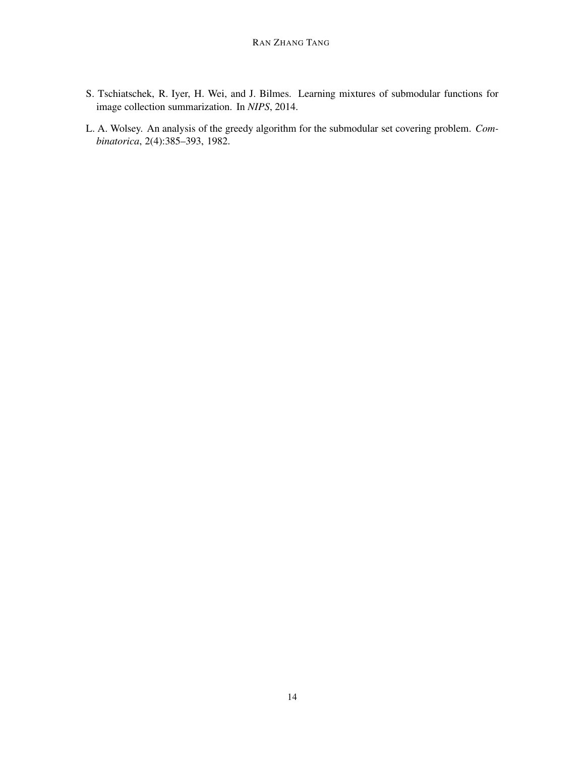S. Tschiatschek, R. Iyer, H. Wei, and J. Bilmes. Learning mixtures of submodular functions for image collection summarization. In *NIPS*, 2014.

L. A. Wolsey. An analysis of the greedy algorithm for the submodular set covering problem. *Combinatorica*, 2(4):385–393, 1982.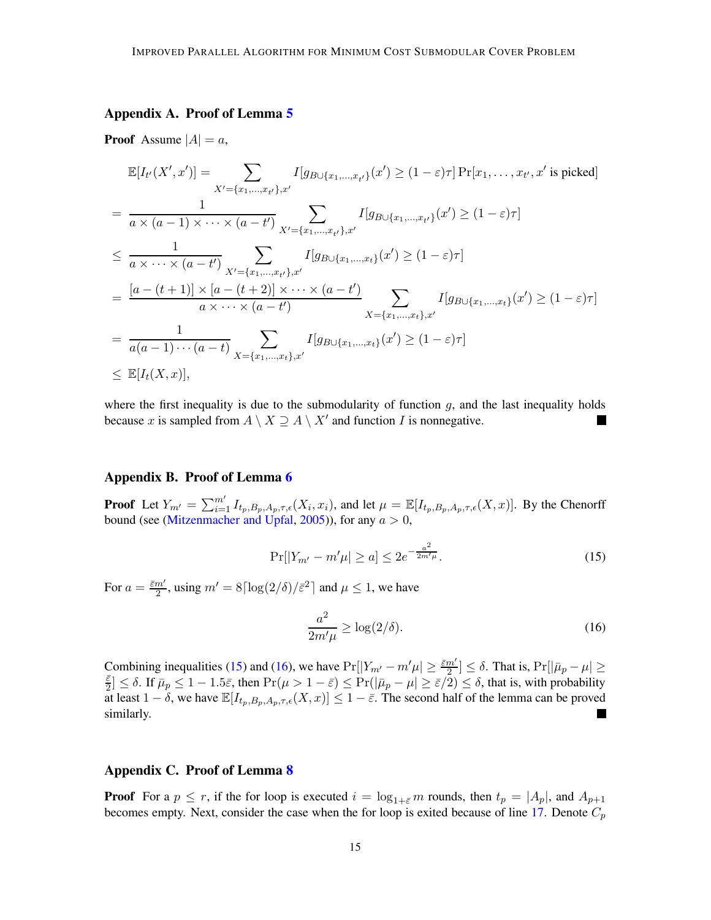## Appendix A. Proof of Lemma 5

**Proof** Assume $|A| = a$,

$$
\begin{aligned}
&\mathbb{E}[I_{t'}(X', x')] = \sum_{X'=\{x_1,\ldots,x_{t'}\},x'} I[g_{B\cup\{x_1,\ldots,x_{t'}\}}(x') \geq (1-\varepsilon)\tau] \Pr[x_1, \ldots, x_{t'}, x' \text{ is picked}] \\
&= \frac{1}{a \times (a-1) \times \cdots \times (a-t')} \sum_{X'=\{x_1,\ldots,x_{t'}\},x'} I[g_{B\cup\{x_1,\ldots,x_{t'}\}}(x') \geq (1-\varepsilon)\tau] \\
&\leq \frac{1}{a \times \cdots \times (a-t')} \sum_{X'=\{x_1,\ldots,x_{t'}\},x'} I[g_{B\cup\{x_1,\ldots,x_{t}\}}(x') \geq (1-\varepsilon)\tau] \\
&= \frac{[a-(t+1)] \times [a-(t+2)] \times \cdots \times (a-t')}{a \times \cdots \times (a-t')} \sum_{X=\{x_1,\ldots,x_t\},x'} I[g_{B\cup\{x_1,\ldots,x_t\}}(x') \geq (1-\varepsilon)\tau] \\
&= \frac{1}{a(a-1)\cdots(a-t)} \sum_{X=\{x_1,\ldots,x_t\},x'} I[g_{B\cup\{x_1,\ldots,x_t\}}(x') \geq (1-\varepsilon)\tau] \\
&\leq \mathbb{E}[I_t(X, x)],
\end{aligned}
$$

where the first inequality is due to the submodularity of function $g$, and the last inequality holds because $x$ is sampled from $A \setminus X \supseteq A \setminus X'$ and function $I$ is nonnegative. ■

## Appendix B. Proof of Lemma 6

**Proof** Let $Y_{m'} = \sum_{i=1}^{m'} I_{t_p,B_p,A_p,\tau,\epsilon}(X_i, x_i)$, and let $\mu = \mathbb{E}[I_{t_p,B_p,A_p,\tau,\epsilon}(X, x)]$. By the Chenorff bound (see (Mitzenmacher and Upfal, 2005)), for any $a > 0$,

$$
\Pr[|Y_{m'} - m'\mu| \geq a] \leq 2e^{-\frac{a^2}{2m'\mu}}. \tag{15}
$$

For $a = \frac{\bar{\varepsilon}m'}{2}$, using $m' = 8\lceil \log(2/\delta)/\bar{\varepsilon}^2 \rceil$ and $\mu \leq 1$, we have

$$
\frac{a^2}{2m'\mu} \geq \log(2/\delta). \tag{16}
$$

Combining inequalities (15) and (16), we have $\Pr[|Y_{m'} - m'\mu| \geq \frac{\bar{\varepsilon}m'}{2}] \leq \delta$. That is, $\Pr[|\bar{\mu}_p - \mu| \geq \frac{\bar{\varepsilon}}{2}] \leq \delta$. If $\bar{\mu}_p \leq 1 - 1.5\bar{\varepsilon}$, then $\Pr(\mu > 1 - \bar{\varepsilon}) \leq \Pr(|\bar{\mu}_p - \mu| \geq \bar{\varepsilon}/2) \leq \delta$, that is, with probability at least $1 - \delta$, we have $\mathbb{E}[I_{t_p,B_p,A_p,\tau,\epsilon}(X, x)] \leq 1 - \bar{\varepsilon}$. The second half of the lemma can be proved similarly. ■

## Appendix C. Proof of Lemma 8

**Proof** For a $p \leq r$, if the for loop is executed $i = \log_{1+\bar{\varepsilon}} m$ rounds, then $t_p = |A_p|$, and $A_{p+1}$ becomes empty. Next, consider the case when the for loop is exited because of line 17. Denote $C_p$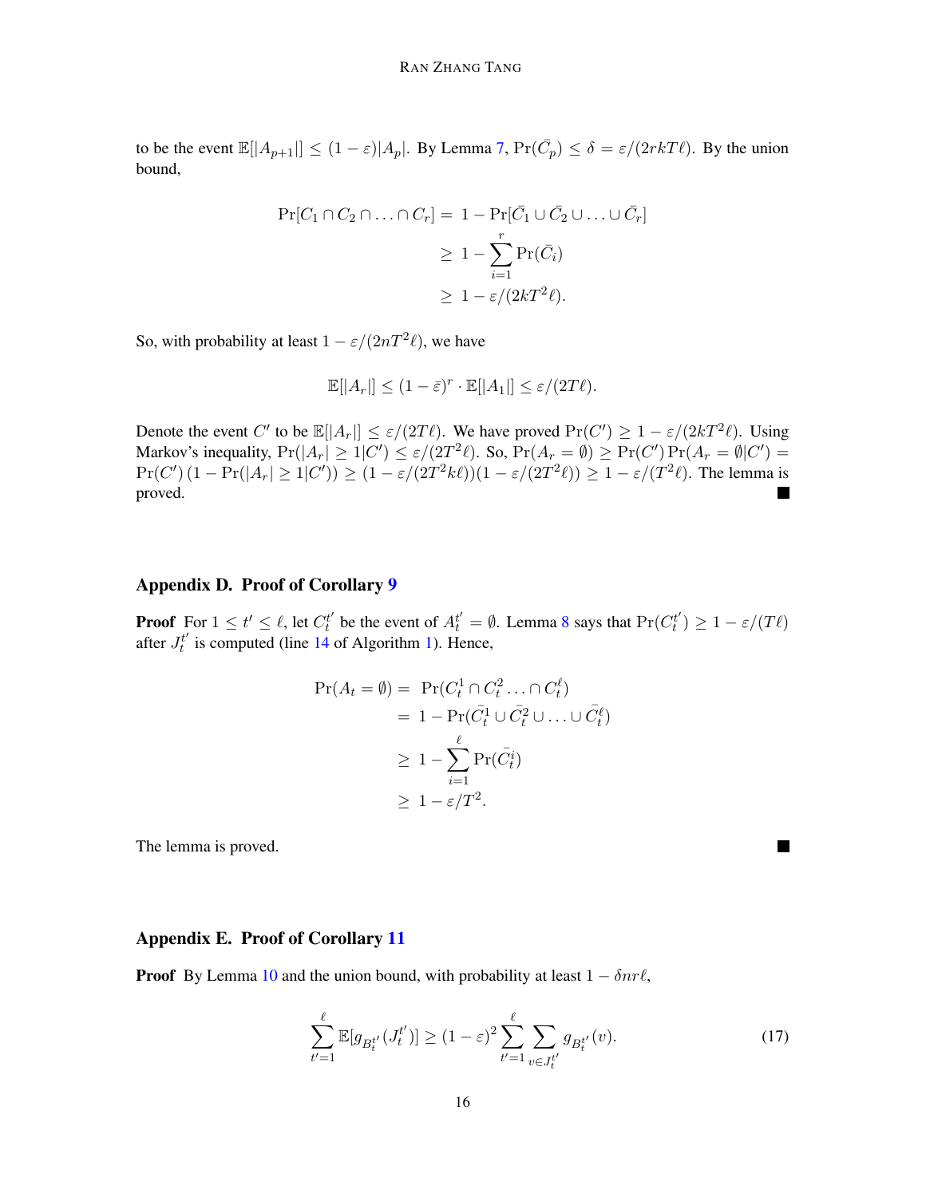to be the event $\mathbb{E}[|A_{p+1}|] \leq (1-\varepsilon)|A_p|$. By Lemma 7, $\Pr(\bar{C_p}) \leq \delta = \varepsilon/(2rkT\ell)$. By the union bound,

$$
\begin{aligned}
\Pr[C_1 \cap C_2 \cap \ldots \cap C_r] =& \ 1 - \Pr[\bar{C_1} \cup \bar{C_2} \cup \ldots \cup \bar{C_r}] \\
\geq& \ 1 - \sum_{i=1}^{r} \Pr(\bar{C_i}) \\
\geq& \ 1 - \varepsilon/(2kT^2\ell).
\end{aligned}
$$

So, with probability at least $1 - \varepsilon/(2nT^2\ell)$, we have

$$
\mathbb{E}[|A_r|] \leq (1-\bar{\varepsilon})^r \cdot \mathbb{E}[|A_1|] \leq \varepsilon/(2T\ell).
$$

Denote the event $C'$ to be $\mathbb{E}[|A_r|] \leq \varepsilon/(2T\ell)$. We have proved $\Pr(C') \geq 1 - \varepsilon/(2kT^2\ell)$. Using Markov's inequality, $\Pr(|A_r| \geq 1 | C') \leq \varepsilon/(2T^2\ell)$. So, $\Pr(A_r = \emptyset) \geq \Pr(C') \Pr(A_r = \emptyset | C') = \Pr(C') \left(1 - \Pr(|A_r| \geq 1 | C')\right) \geq (1 - \varepsilon/(2T^2k\ell))(1 - \varepsilon/(2T^2\ell)) \geq 1 - \varepsilon/(T^2\ell)$. The lemma is proved. ∎

## Appendix D. Proof of Corollary 9

**Proof** For $1 \leq t' \leq \ell$, let $C_t^{t'}$ be the event of $A_t^{t'} = \emptyset$. Lemma 8 says that $\Pr(C_t^{t'}) \geq 1 - \varepsilon/(T\ell)$ after $J_t^{t'}$ is computed (line 14 of Algorithm 1). Hence,

$$
\begin{aligned}
\Pr(A_t = \emptyset) =& \ \Pr(C_t^1 \cap C_t^2 \ldots \cap C_t^\ell) \\
=& \ 1 - \Pr(\bar{C_t^1} \cup \bar{C_t^2} \cup \ldots \cup \bar{C_t^\ell}) \\
\geq& \ 1 - \sum_{i=1}^{\ell} \Pr(\bar{C_t^i}) \\
\geq& \ 1 - \varepsilon/T^2.
\end{aligned}
$$

The lemma is proved. ∎

## Appendix E. Proof of Corollary 11

**Proof** By Lemma 10 and the union bound, with probability at least $1 - \delta n r \ell$,

$$
\sum_{t'=1}^{\ell} \mathbb{E}[g_{B_t^{t'}}(J_t^{t'})] \geq (1-\varepsilon)^2 \sum_{t'=1}^{\ell} \sum_{v \in J_t^{t'}} g_{B_t^{t'}}(v). \tag{17}
$$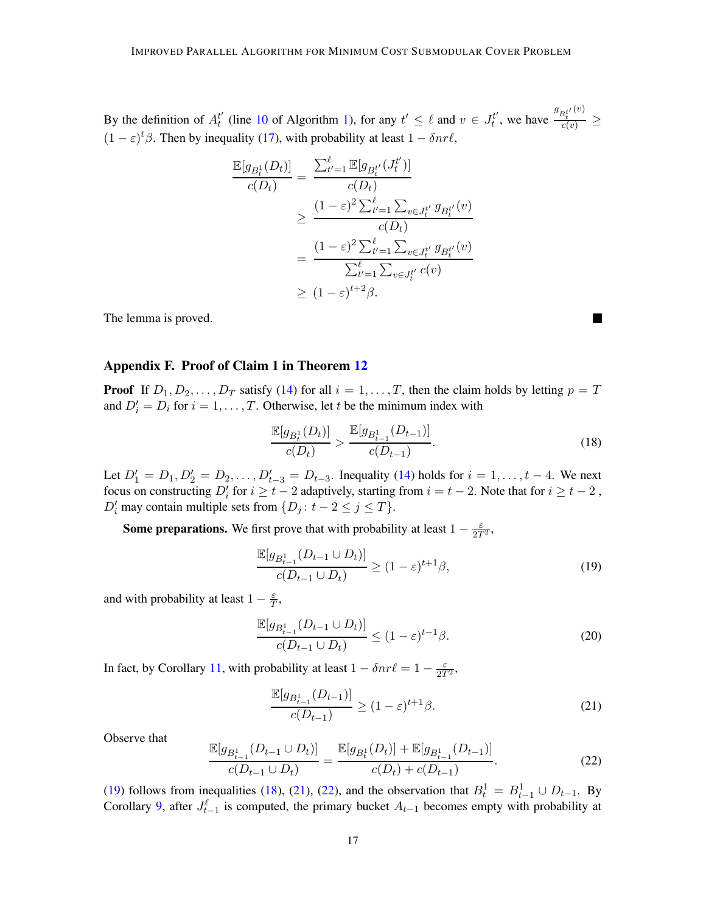By the definition of $A_t^{t'}$ (line 10 of Algorithm 1), for any $t' \leq \ell$ and $v \in J_t^{t'}$, we have $\frac{g_{B_t^{t'}}(v)}{c(v)} \geq (1-\varepsilon)^t \beta$. Then by inequality (17), with probability at least $1 - \delta n r \ell$,

$$
\begin{aligned}
\frac{\mathbb{E}[g_{B_t^1}(D_t)]}{c(D_t)} &= \frac{\sum_{t'=1}^{\ell} \mathbb{E}[g_{B_t^{t'}}(J_t^{t'})]}{c(D_t)} \\
&\geq \frac{(1-\varepsilon)^2 \sum_{t'=1}^{\ell} \sum_{v \in J_t^{t'}} g_{B_t^{t'}}(v)}{c(D_t)} \\
&= \frac{(1-\varepsilon)^2 \sum_{t'=1}^{\ell} \sum_{v \in J_t^{t'}} g_{B_t^{t'}}(v)}{\sum_{t'=1}^{\ell} \sum_{v \in J_t^{t'}} c(v)} \\
&\geq (1-\varepsilon)^{t+2} \beta.
\end{aligned}
$$

The lemma is proved. ∎

## Appendix F. Proof of Claim 1 in Theorem 12

**Proof** If $D_1, D_2, \ldots, D_T$ satisfy (14) for all $i = 1, \ldots, T$, then the claim holds by letting $p = T$ and $D'_i = D_i$ for $i = 1, \ldots, T$. Otherwise, let $t$ be the minimum index with

$$
\frac{\mathbb{E}[g_{B_t^1}(D_t)]}{c(D_t)} > \frac{\mathbb{E}[g_{B_{t-1}^1}(D_{t-1})]}{c(D_{t-1})}. \tag{18}
$$

Let $D'_1 = D_1, D'_2 = D_2, \ldots, D'_{t-3} = D_{t-3}$. Inequality (14) holds for $i = 1, \ldots, t-4$. We next focus on constructing $D'_i$ for $i \geq t-2$ adaptively, starting from $i = t-2$. Note that for $i \geq t-2$, $D'_i$ may contain multiple sets from $\{D_j : t-2 \leq j \leq T\}$.

**Some preparations.** We first prove that with probability at least $1 - \frac{\varepsilon}{2T^2}$,

$$
\frac{\mathbb{E}[g_{B_{t-1}^1}(D_{t-1} \cup D_t)]}{c(D_{t-1} \cup D_t)} \geq (1-\varepsilon)^{t+1} \beta, \tag{19}
$$

and with probability at least $1 - \frac{\varepsilon}{T}$,

$$
\frac{\mathbb{E}[g_{B_{t-1}^1}(D_{t-1} \cup D_t)]}{c(D_{t-1} \cup D_t)} \leq (1-\varepsilon)^{t-1} \beta. \tag{20}
$$

In fact, by Corollary 11, with probability at least $1 - \delta n r \ell = 1 - \frac{\varepsilon}{2T^2}$,

$$
\frac{\mathbb{E}[g_{B_{t-1}^1}(D_{t-1})]}{c(D_{t-1})} \geq (1-\varepsilon)^{t+1} \beta. \tag{21}
$$

Observe that

$$
\frac{\mathbb{E}[g_{B_{t-1}^1}(D_{t-1} \cup D_t)]}{c(D_{t-1} \cup D_t)} = \frac{\mathbb{E}[g_{B_t^1}(D_t)] + \mathbb{E}[g_{B_{t-1}^1}(D_{t-1})]}{c(D_t) + c(D_{t-1})}. \tag{22}
$$

(19) follows from inequalities (18), (21), (22), and the observation that $B_t^1 = B_{t-1}^1 \cup D_{t-1}$. By Corollary 9, after $J_{t-1}^{\ell}$ is computed, the primary bucket $A_{t-1}$ becomes empty with probability at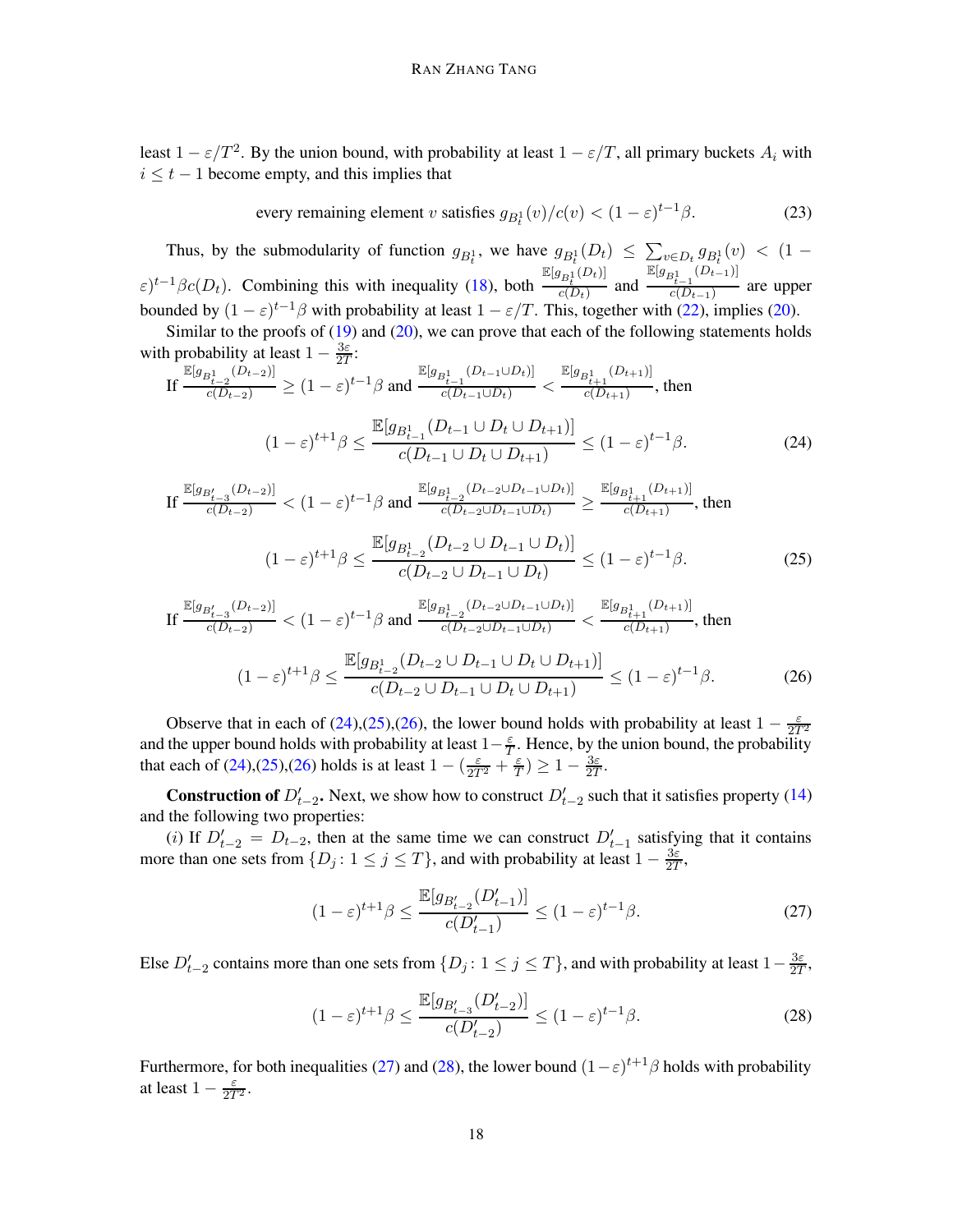least $1-\varepsilon/T^2$. By the union bound, with probability at least $1-\varepsilon/T$, all primary buckets $A_i$ with $i \le t-1$ become empty, and this implies that

$$\text{every remaining element } v \text{ satisfies } g_{B_t^1}(v)/c(v) < (1-\varepsilon)^{t-1}\beta. \tag{23}$$

Thus, by the submodularity of function $g_{B_t^1}$, we have $g_{B_t^1}(D_t) \le \sum_{v \in D_t} g_{B_t^1}(v) < (1-\varepsilon)^{t-1}\beta c(D_t)$. Combining this with inequality (18), both $\frac{\mathbb{E}[g_{B_t^1}(D_t)]}{c(D_t)}$ and $\frac{\mathbb{E}[g_{B_{t-1}^1}(D_{t-1})]}{c(D_{t-1})}$ are upper bounded by $(1-\varepsilon)^{t-1}\beta$ with probability at least $1-\varepsilon/T$. This, together with (22), implies (20).

Similar to the proofs of (19) and (20), we can prove that each of the following statements holds with probability at least $1-\frac{3\varepsilon}{2T}$:

If $\frac{\mathbb{E}[g_{B_{t-2}^1}(D_{t-2})]}{c(D_{t-2})} \ge (1-\varepsilon)^{t-1}\beta$ and $\frac{\mathbb{E}[g_{B_{t-1}^1}(D_{t-1}\cup D_t)]}{c(D_{t-1}\cup D_t)} < \frac{\mathbb{E}[g_{B_{t+1}^1}(D_{t+1})]}{c(D_{t+1})}$, then

$$(1-\varepsilon)^{t+1}\beta \le \frac{\mathbb{E}[g_{B_{t-1}^1}(D_{t-1}\cup D_t \cup D_{t+1})]}{c(D_{t-1}\cup D_t \cup D_{t+1})} \le (1-\varepsilon)^{t-1}\beta. \tag{24}$$

If $\frac{\mathbb{E}[g_{B'_{t-3}}(D_{t-2})]}{c(D_{t-2})} < (1-\varepsilon)^{t-1}\beta$ and $\frac{\mathbb{E}[g_{B_{t-2}^1}(D_{t-2}\cup D_{t-1}\cup D_t)]}{c(D_{t-2}\cup D_{t-1}\cup D_t)} \ge \frac{\mathbb{E}[g_{B_{t+1}^1}(D_{t+1})]}{c(D_{t+1})}$, then

$$(1-\varepsilon)^{t+1}\beta \le \frac{\mathbb{E}[g_{B_{t-2}^1}(D_{t-2}\cup D_{t-1} \cup D_{t})]}{c(D_{t-2}\cup D_{t-1} \cup D_{t})} \le (1-\varepsilon)^{t-1}\beta. \tag{25}$$

If $\frac{\mathbb{E}[g_{B'_{t-3}}(D_{t-2})]}{c(D_{t-2})} < (1-\varepsilon)^{t-1}\beta$ and $\frac{\mathbb{E}[g_{B_{t-2}^1}(D_{t-2}\cup D_{t-1}\cup D_t)]}{c(D_{t-2}\cup D_{t-1}\cup D_t)} < \frac{\mathbb{E}[g_{B_{t+1}^1}(D_{t+1})]}{c(D_{t+1})}$, then

$$(1-\varepsilon)^{t+1}\beta \le \frac{\mathbb{E}[g_{B_{t-2}^1}(D_{t-2}\cup D_{t-1} \cup D_{t}\cup D_{t+1})]}{c(D_{t-2}\cup D_{t-1} \cup D_{t}\cup D_{t+1})} \le (1-\varepsilon)^{t-1}\beta. \tag{26}$$

Observe that in each of (24),(25),(26), the lower bound holds with probability at least $1-\frac{\varepsilon}{2T^2}$ and the upper bound holds with probability at least $1-\frac{\varepsilon}{T}$. Hence, by the union bound, the probability that each of (24),(25),(26) holds is at least $1-(\frac{\varepsilon}{2T^2}+\frac{\varepsilon}{T}) \ge 1-\frac{3\varepsilon}{2T}$.

**Construction of $D'_{t-2}$.** Next, we show how to construct $D'_{t-2}$ such that it satisfies property (14) and the following two properties:

$(i)$ If $D'_{t-2} = D_{t-2}$, then at the same time we can construct $D'_{t-1}$ satisfying that it contains more than one sets from $\{D_j : 1 \le j \le T\}$, and with probability at least $1-\frac{3\varepsilon}{2T}$,

$$(1-\varepsilon)^{t+1}\beta \le \frac{\mathbb{E}[g_{B'_{t-2}}(D'_{t-1})]}{c(D'_{t-1})} \le (1-\varepsilon)^{t-1}\beta. \tag{27}$$

Else $D'_{t-2}$ contains more than one sets from $\{D_j : 1 \le j \le T\}$, and with probability at least $1-\frac{3\varepsilon}{2T}$,

$$(1-\varepsilon)^{t+1}\beta \le \frac{\mathbb{E}[g_{B'_{t-3}}(D'_{t-2})]}{c(D'_{t-2})} \le (1-\varepsilon)^{t-1}\beta. \tag{28}$$

Furthermore, for both inequalities (27) and (28), the lower bound $(1-\varepsilon)^{t+1}\beta$ holds with probability at least $1-\frac{\varepsilon}{2T^2}$.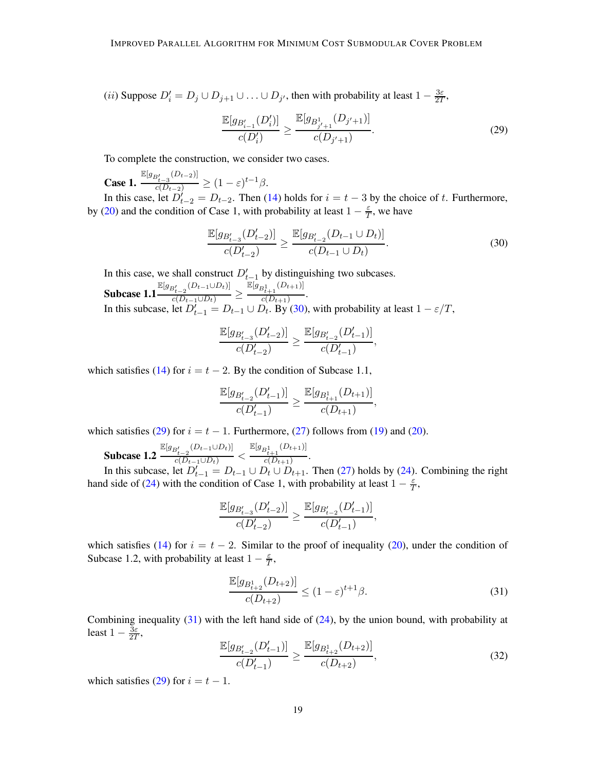$(ii)$ Suppose $D'_i = D_j \cup D_{j+1} \cup \ldots \cup D_{j'}$, then with probability at least $1 - \frac{3\varepsilon}{2T}$,

$$\frac{\mathbb{E}[g_{B'_{i-1}}(D'_i)]}{c(D'_i)} \geq \frac{\mathbb{E}[g_{B^1_{j'+1}}(D_{j'+1})]}{c(D_{j'+1})}. \tag{29}$$

To complete the construction, we consider two cases.

**Case 1.** $\frac{\mathbb{E}[g_{B'_{t-3}}(D_{t-2})]}{c(D_{t-2})} \geq (1-\varepsilon)^{t-1}\beta$.

In this case, let $D'_{t-2} = D_{t-2}$. Then (14) holds for $i = t-3$ by the choice of $t$. Furthermore, by (20) and the condition of Case 1, with probability at least $1 - \frac{\varepsilon}{T}$, we have

$$\frac{\mathbb{E}[g_{B'_{t-3}}(D'_{t-2})]}{c(D'_{t-2})} \geq \frac{\mathbb{E}[g_{B'_{t-2}}(D_{t-1} \cup D_t)]}{c(D_{t-1} \cup D_t)}. \tag{30}$$

In this case, we shall construct $D'_{t-1}$ by distinguishing two subcases.

**Subcase 1.1** $\frac{\mathbb{E}[g_{B'_{t-2}}(D_{t-1} \cup D_t)]}{c(D_{t-1} \cup D_t)} \geq \frac{\mathbb{E}[g_{B^1_{t+1}}(D_{t+1})]}{c(D_{t+1})}$.

In this subcase, let $D'_{t-1} = D_{t-1} \cup D_t$. By (30), with probability at least $1 - \varepsilon/T$,

$$\frac{\mathbb{E}[g_{B'_{t-3}}(D'_{t-2})]}{c(D'_{t-2})} \geq \frac{\mathbb{E}[g_{B'_{t-2}}(D'_{t-1})]}{c(D'_{t-1})},$$

which satisfies (14) for $i = t-2$. By the condition of Subcase 1.1,

$$\frac{\mathbb{E}[g_{B'_{t-2}}(D'_{t-1})]}{c(D'_{t-1})} \geq \frac{\mathbb{E}[g_{B^1_{t+1}}(D_{t+1})]}{c(D_{t+1})},$$

which satisfies (29) for $i = t-1$. Furthermore, (27) follows from (19) and (20).

**Subcase 1.2** $\frac{\mathbb{E}[g_{B'_{t-2}}(D_{t-1} \cup D_t)]}{c(D_{t-1} \cup D_t)} < \frac{\mathbb{E}[g_{B^1_{t+1}}(D_{t+1})]}{c(D_{t+1})}$.

In this subcase, let $D'_{t-1} = D_{t-1} \cup D_t \cup D_{t+1}$. Then (27) holds by (24). Combining the right hand side of (24) with the condition of Case 1, with probability at least $1 - \frac{\varepsilon}{T}$,

$$\frac{\mathbb{E}[g_{B'_{t-3}}(D'_{t-2})]}{c(D'_{t-2})} \geq \frac{\mathbb{E}[g_{B'_{t-2}}(D'_{t-1})]}{c(D'_{t-1})},$$

which satisfies (14) for $i = t-2$. Similar to the proof of inequality (20), under the condition of Subcase 1.2, with probability at least $1 - \frac{\varepsilon}{T}$,

$$\frac{\mathbb{E}[g_{B^1_{t+2}}(D_{t+2})]}{c(D_{t+2})} \leq (1-\varepsilon)^{t+1}\beta. \tag{31}$$

Combining inequality (31) with the left hand side of (24), by the union bound, with probability at least $1 - \frac{3\varepsilon}{2T}$,

$$\frac{\mathbb{E}[g_{B'_{t-2}}(D'_{t-1})]}{c(D'_{t-1})} \geq \frac{\mathbb{E}[g_{B^1_{t+2}}(D_{t+2})]}{c(D_{t+2})}, \tag{32}$$

which satisfies (29) for $i = t-1$.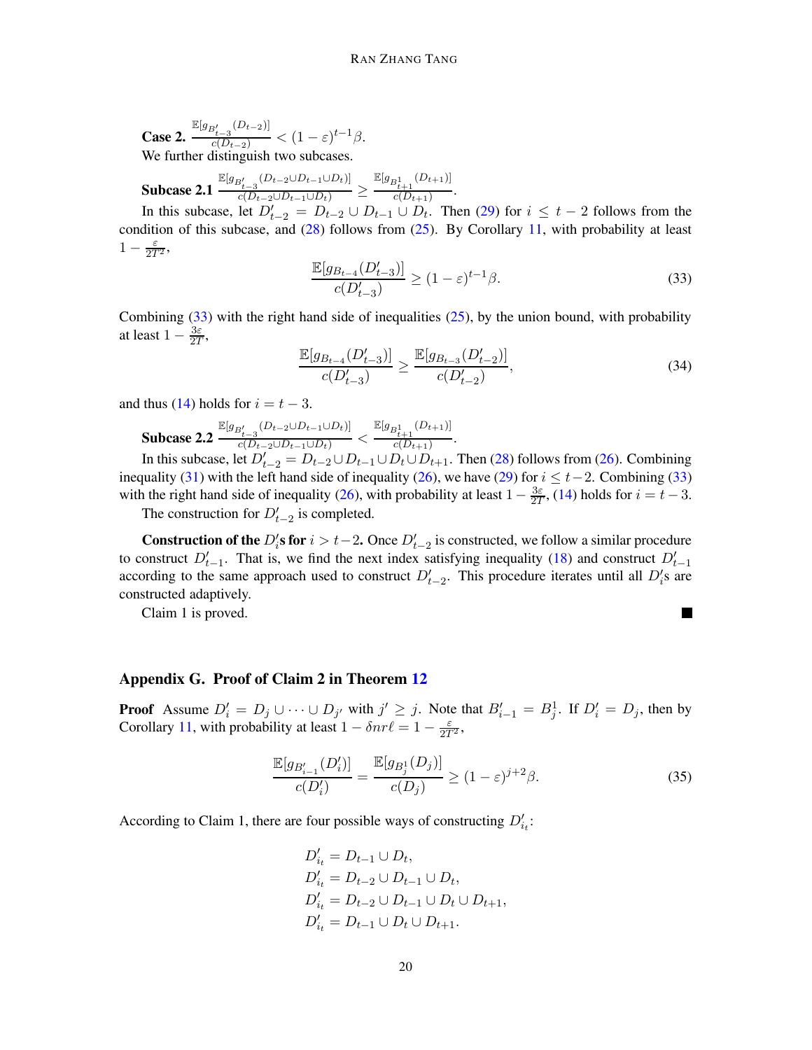**Case 2.** $\frac{\mathbb{E}[g_{B'_{t-3}}(D_{t-2})]}{c(D_{t-2})} < (1-\varepsilon)^{t-1}\beta$.
We further distinguish two subcases.

**Subcase 2.1** $\frac{\mathbb{E}[g_{B'_{t-3}}(D_{t-2}\cup D_{t-1}\cup D_t)]}{c(D_{t-2}\cup D_{t-1}\cup D_t)} \geq \frac{\mathbb{E}[g_{B^1_{t+1}}(D_{t+1})]}{c(D_{t+1})}$.

In this subcase, let $D'_{t-2} = D_{t-2}\cup D_{t-1}\cup D_t$. Then (29) for $i \leq t-2$ follows from the condition of this subcase, and (28) follows from (25). By Corollary 11, with probability at least $1-\frac{\varepsilon}{2T^2}$,

$$\frac{\mathbb{E}[g_{B_{t-4}}(D'_{t-3})]}{c(D'_{t-3})} \geq (1-\varepsilon)^{t-1}\beta. \tag{33}$$

Combining (33) with the right hand side of inequalities (25), by the union bound, with probability at least $1-\frac{3\varepsilon}{2T}$,

$$\frac{\mathbb{E}[g_{B_{t-4}}(D'_{t-3})]}{c(D'_{t-3})} \geq \frac{\mathbb{E}[g_{B_{t-3}}(D'_{t-2})]}{c(D'_{t-2})}, \tag{34}$$

and thus (14) holds for $i = t-3$.

**Subcase 2.2** $\frac{\mathbb{E}[g_{B'_{t-3}}(D_{t-2}\cup D_{t-1}\cup D_t)]}{c(D_{t-2}\cup D_{t-1}\cup D_t)} < \frac{\mathbb{E}[g_{B^1_{t+1}}(D_{t+1})]}{c(D_{t+1})}$.

In this subcase, let $D'_{t-2} = D_{t-2}\cup D_{t-1}\cup D_t\cup D_{t+1}$. Then (28) follows from (26). Combining inequality (31) with the left hand side of inequality (26), we have (29) for $i \leq t-2$. Combining (33) with the right hand side of inequality (26), with probability at least $1-\frac{3\varepsilon}{2T}$, (14) holds for $i = t-3$.

The construction for $D'_{t-2}$ is completed.

**Construction of the $D'_i$s for $i > t-2$.** Once $D'_{t-2}$ is constructed, we follow a similar procedure to construct $D'_{t-1}$. That is, we find the next index satisfying inequality (18) and construct $D'_{t-1}$ according to the same approach used to construct $D'_{t-2}$. This procedure iterates until all $D'_i$s are constructed adaptively.

Claim 1 is proved. ■

## Appendix G. Proof of Claim 2 in Theorem 12

**Proof** Assume $D'_i = D_j \cup \cdots \cup D_{j'}$ with $j' \geq j$. Note that $B'_{i-1} = B^1_j$. If $D'_i = D_j$, then by Corollary 11, with probability at least $1-\delta nr\ell = 1-\frac{\varepsilon}{2T^2}$,

$$\frac{\mathbb{E}[g_{B'_{i-1}}(D'_i)]}{c(D'_i)} = \frac{\mathbb{E}[g_{B^1_j}(D_j)]}{c(D_j)} \geq (1-\varepsilon)^{j+2}\beta. \tag{35}$$

According to Claim 1, there are four possible ways of constructing $D'_{i_t}$:

$$\begin{aligned}
D'_{i_t} &= D_{t-1}\cup D_t,\\
D'_{i_t} &= D_{t-2}\cup D_{t-1}\cup D_t,\\
D'_{i_t} &= D_{t-2}\cup D_{t-1}\cup D_t\cup D_{t+1},\\
D'_{i_t} &= D_{t-1}\cup D_t\cup D_{t+1}.
\end{aligned}$$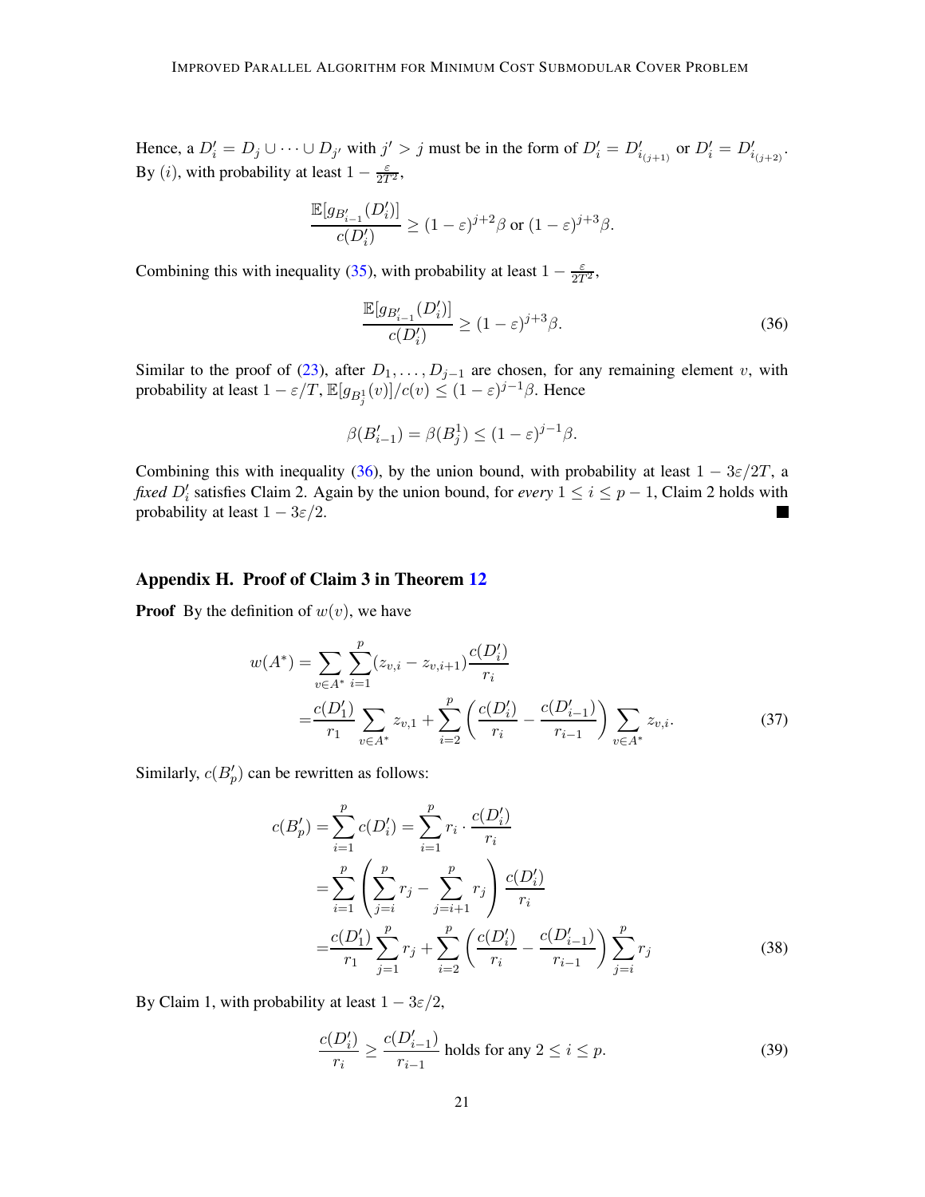Hence, a $D'_i = D_j \cup \cdots \cup D_{j'}$ with $j' > j$ must be in the form of $D'_i = D'_{i_{(j+1)}}$ or $D'_i = D'_{i_{(j+2)}}$. By $(i)$, with probability at least $1 - \frac{\varepsilon}{2T^2}$,

$$\frac{\mathbb{E}[g_{B'_{i-1}}(D'_i)]}{c(D'_i)} \geq (1-\varepsilon)^{j+2}\beta \text{ or } (1-\varepsilon)^{j+3}\beta.$$

Combining this with inequality (35), with probability at least $1 - \frac{\varepsilon}{2T^2}$,

$$\frac{\mathbb{E}[g_{B'_{i-1}}(D'_i)]}{c(D'_i)} \geq (1-\varepsilon)^{j+3}\beta. \tag{36}$$

Similar to the proof of (23), after $D_1, \ldots, D_{j-1}$ are chosen, for any remaining element $v$, with probability at least $1 - \varepsilon/T$, $\mathbb{E}[g_{B_j^1}(v)]/c(v) \leq (1-\varepsilon)^{j-1}\beta$. Hence

$$\beta(B'_{i-1}) = \beta(B_j^1) \leq (1-\varepsilon)^{j-1}\beta.$$

Combining this with inequality (36), by the union bound, with probability at least $1 - 3\varepsilon/2T$, a *fixed* $D'_i$ satisfies Claim 2. Again by the union bound, for *every* $1 \leq i \leq p-1$, Claim 2 holds with probability at least $1 - 3\varepsilon/2$. ■

## Appendix H. Proof of Claim 3 in Theorem 12

**Proof** By the definition of $w(v)$, we have

$$\begin{aligned} w(A^*) &= \sum_{v \in A^*} \sum_{i=1}^{p} (z_{v,i} - z_{v,i+1}) \frac{c(D'_i)}{r_i} \\ &= \frac{c(D'_1)}{r_1} \sum_{v \in A^*} z_{v,1} + \sum_{i=2}^{p} \left( \frac{c(D'_i)}{r_i} - \frac{c(D'_{i-1})}{r_{i-1}} \right) \sum_{v \in A^*} z_{v,i}. \end{aligned} \tag{37}$$

Similarly, $c(B'_p)$ can be rewritten as follows:

$$\begin{aligned} c(B'_p) &= \sum_{i=1}^{p} c(D'_i) = \sum_{i=1}^{p} r_i \cdot \frac{c(D'_i)}{r_i} \\ &= \sum_{i=1}^{p} \left( \sum_{j=i}^{p} r_j - \sum_{j=i+1}^{p} r_j \right) \frac{c(D'_i)}{r_i} \\ &= \frac{c(D'_1)}{r_1} \sum_{j=1}^{p} r_j + \sum_{i=2}^{p} \left( \frac{c(D'_i)}{r_i} - \frac{c(D'_{i-1})}{r_{i-1}} \right) \sum_{j=i}^{p} r_j \end{aligned} \tag{38}$$

By Claim 1, with probability at least $1 - 3\varepsilon/2$,

$$\frac{c(D'_i)}{r_i} \geq \frac{c(D'_{i-1})}{r_{i-1}} \text{ holds for any } 2 \leq i \leq p. \tag{39}$$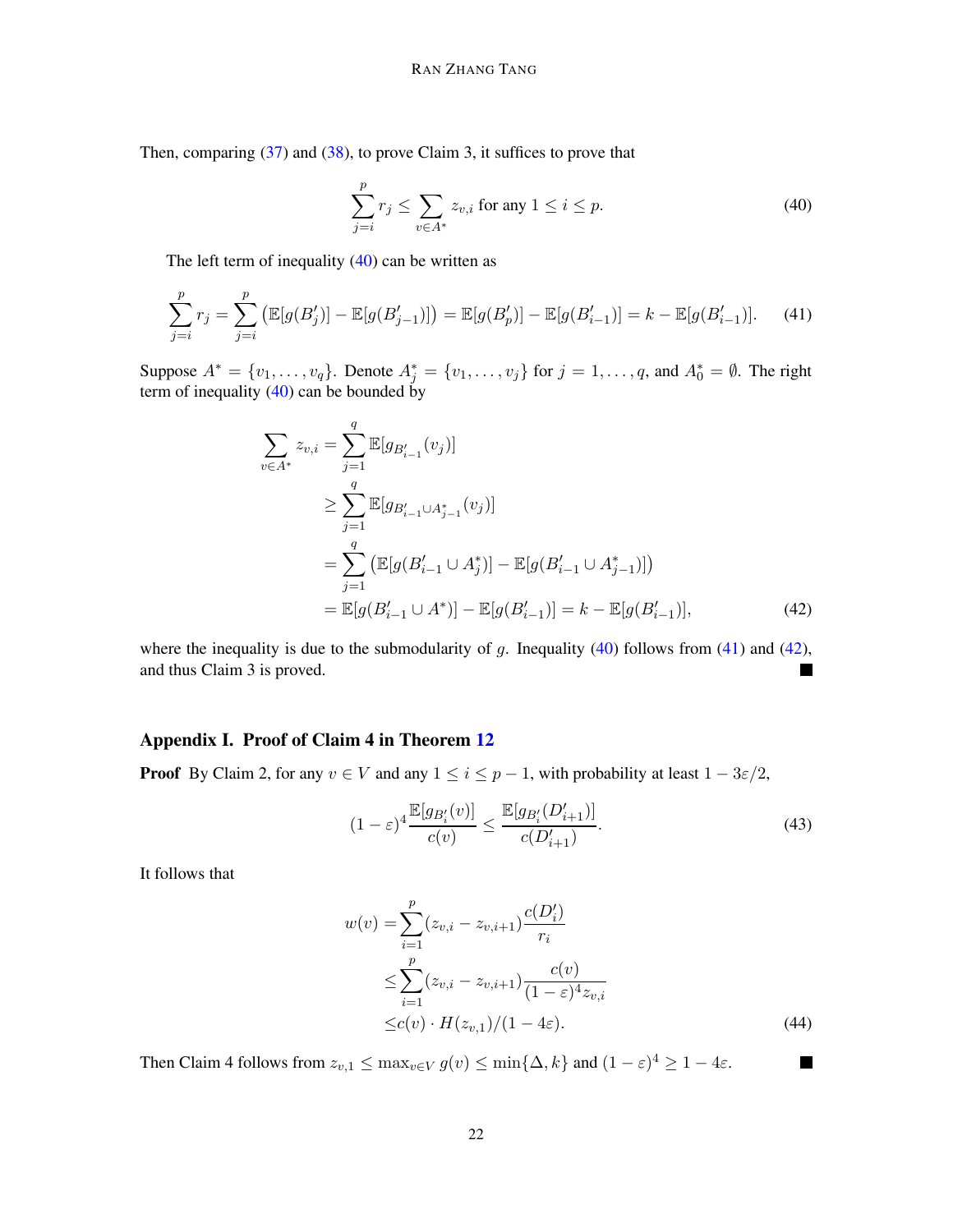Then, comparing (37) and (38), to prove Claim 3, it suffices to prove that

$$\sum_{j=i}^{p} r_j \leq \sum_{v \in A^*} z_{v,i} \text{ for any } 1 \leq i \leq p. \tag{40}$$

The left term of inequality (40) can be written as

$$\sum_{j=i}^{p} r_j = \sum_{j=i}^{p} \left( \mathbb{E}[g(B'_j)] - \mathbb{E}[g(B'_{j-1})] \right) = \mathbb{E}[g(B'_p)] - \mathbb{E}[g(B'_{i-1})] = k - \mathbb{E}[g(B'_{i-1})]. \tag{41}$$

Suppose $A^* = \{v_1, \ldots, v_q\}$. Denote $A^*_j = \{v_1, \ldots, v_j\}$ for $j = 1, \ldots, q$, and $A^*_0 = \emptyset$. The right term of inequality (40) can be bounded by

$$\begin{aligned}
\sum_{v \in A^*} z_{v,i} &= \sum_{j=1}^{q} \mathbb{E}[g_{B'_{i-1}}(v_j)] \\
&\geq \sum_{j=1}^{q} \mathbb{E}[g_{B'_{i-1} \cup A^*_{j-1}}(v_j)] \\
&= \sum_{j=1}^{q} \left( \mathbb{E}[g(B'_{i-1} \cup A^*_j)] - \mathbb{E}[g(B'_{i-1} \cup A^*_{j-1})] \right) \\
&= \mathbb{E}[g(B'_{i-1} \cup A^*)] - \mathbb{E}[g(B'_{i-1})] = k - \mathbb{E}[g(B'_{i-1})],
\end{aligned} \tag{42}$$

where the inequality is due to the submodularity of $g$. Inequality (40) follows from (41) and (42), and thus Claim 3 is proved. ■

## Appendix I. Proof of Claim 4 in Theorem 12

**Proof** By Claim 2, for any $v \in V$ and any $1 \leq i \leq p-1$, with probability at least $1 - 3\varepsilon/2$,

$$(1-\varepsilon)^4 \frac{\mathbb{E}[g_{B'_i}(v)]}{c(v)} \leq \frac{\mathbb{E}[g_{B'_i}(D'_{i+1})]}{c(D'_{i+1})}. \tag{43}$$

It follows that

$$\begin{aligned}
w(v) =& \sum_{i=1}^{p} (z_{v,i} - z_{v,i+1}) \frac{c(D'_i)}{r_i} \\
\leq& \sum_{i=1}^{p} (z_{v,i} - z_{v,i+1}) \frac{c(v)}{(1-\varepsilon)^4 z_{v,i}} \\
\leq& c(v) \cdot H(z_{v,1})/(1-4\varepsilon).
\end{aligned} \tag{44}$$

Then Claim 4 follows from $z_{v,1} \leq \max_{v \in V} g(v) \leq \min\{\Delta, k\}$ and $(1-\varepsilon)^4 \geq 1 - 4\varepsilon$. ■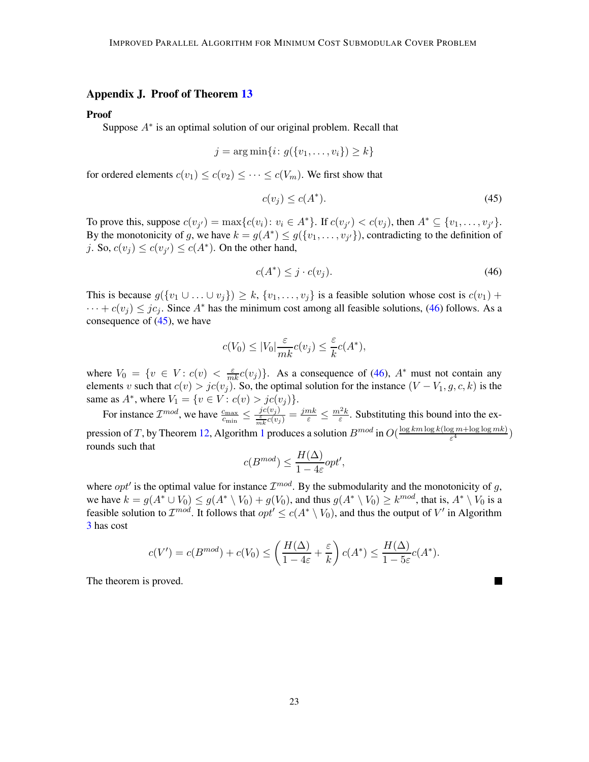## Appendix J. Proof of Theorem 13

**Proof**

Suppose $A^*$ is an optimal solution of our original problem. Recall that

$$j = \arg\min\{i \colon g(\{v_1, \ldots, v_i\}) \geq k\}$$

for ordered elements $c(v_1) \leq c(v_2) \leq \cdots \leq c(V_m)$. We first show that

$$c(v_j) \leq c(A^*). \tag{45}$$

To prove this, suppose $c(v_{j'}) = \max\{c(v_i) \colon v_i \in A^*\}$. If $c(v_{j'}) < c(v_j)$, then $A^* \subseteq \{v_1, \ldots, v_{j'}\}$. By the monotonicity of $g$, we have $k = g(A^*) \leq g(\{v_1, \ldots, v_{j'}\})$, contradicting to the definition of $j$. So, $c(v_j) \leq c(v_{j'}) \leq c(A^*)$. On the other hand,

$$c(A^*) \leq j \cdot c(v_j). \tag{46}$$

This is because $g(\{v_1 \cup \ldots \cup v_j\}) \geq k$, $\{v_1, \ldots, v_j\}$ is a feasible solution whose cost is $c(v_1) + \cdots + c(v_j) \leq jc_j$. Since $A^*$ has the minimum cost among all feasible solutions, (46) follows. As a consequence of (45), we have

$$c(V_0) \leq |V_0| \frac{\varepsilon}{mk} c(v_j) \leq \frac{\varepsilon}{k} c(A^*),$$

where $V_0 = \{v \in V \colon c(v) < \frac{\varepsilon}{mk} c(v_j)\}$. As a consequence of (46), $A^*$ must not contain any elements $v$ such that $c(v) > jc(v_j)$. So, the optimal solution for the instance $(V - V_1, g, c, k)$ is the same as $A^*$, where $V_1 = \{v \in V \colon c(v) > jc(v_j)\}$.

For instance $\mathcal{I}^{mod}$, we have $\frac{c_{\max}}{c_{\min}} \leq \frac{jc(v_j)}{\frac{\varepsilon}{mk} c(v_j)} = \frac{jmk}{\varepsilon} \leq \frac{m^2 k}{\varepsilon}$. Substituting this bound into the expression of $T$, by Theorem 12, Algorithm 1 produces a solution $B^{mod}$ in $O(\frac{\log km \log k (\log m + \log\log mk)}{\varepsilon^4})$ rounds such that

$$c(B^{mod}) \leq \frac{H(\Delta)}{1 - 4\varepsilon} opt',$$

where $opt'$ is the optimal value for instance $\mathcal{I}^{mod}$. By the submodularity and the monotonicity of $g$, we have $k = g(A^* \cup V_0) \leq g(A^* \setminus V_0) + g(V_0)$, and thus $g(A^* \setminus V_0) \geq k^{mod}$, that is, $A^* \setminus V_0$ is a feasible solution to $\mathcal{I}^{mod}$. It follows that $opt' \leq c(A^* \setminus V_0)$, and thus the output of $V'$ in Algorithm 3 has cost

$$c(V') = c(B^{mod}) + c(V_0) \leq \left( \frac{H(\Delta)}{1 - 4\varepsilon} + \frac{\varepsilon}{k} \right) c(A^*) \leq \frac{H(\Delta)}{1 - 5\varepsilon} c(A^*).$$

The theorem is proved. ■